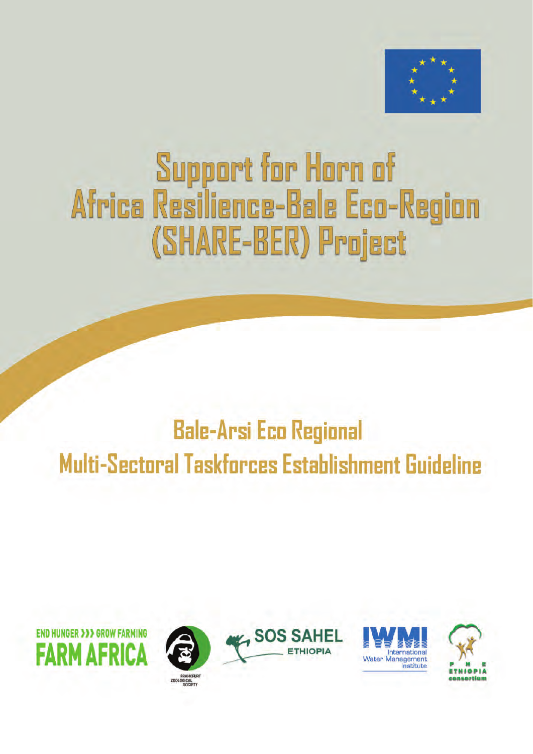# Support for Horn of Africa Resilience-Bale Eco-Region (SHARE-BER) Project

## Bale-Arsi Eco Regional Multi-Sectoral Taskforces Establishment Guideline

END HUNGER >>> GROW FARMING
FARM AFRICA

FRANKFURT ZOOLOGICAL SOCIETY

SOS SAHEL ETHIOPIA

IWMI International Water Management Institute

P H E ETHIOPIA consortium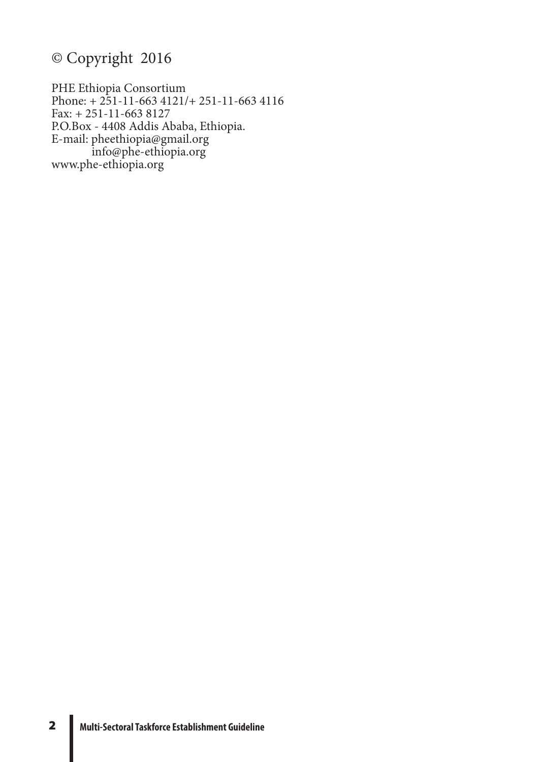© Copyright 2016

PHE Ethiopia Consortium
Phone: + 251-11-663 4121/+ 251-11-663 4116
Fax: + 251-11-663 8127
P.O.Box - 4408 Addis Ababa, Ethiopia.
E-mail: pheethiopia@gmail.org
info@phe-ethiopia.org
www.phe-ethiopia.org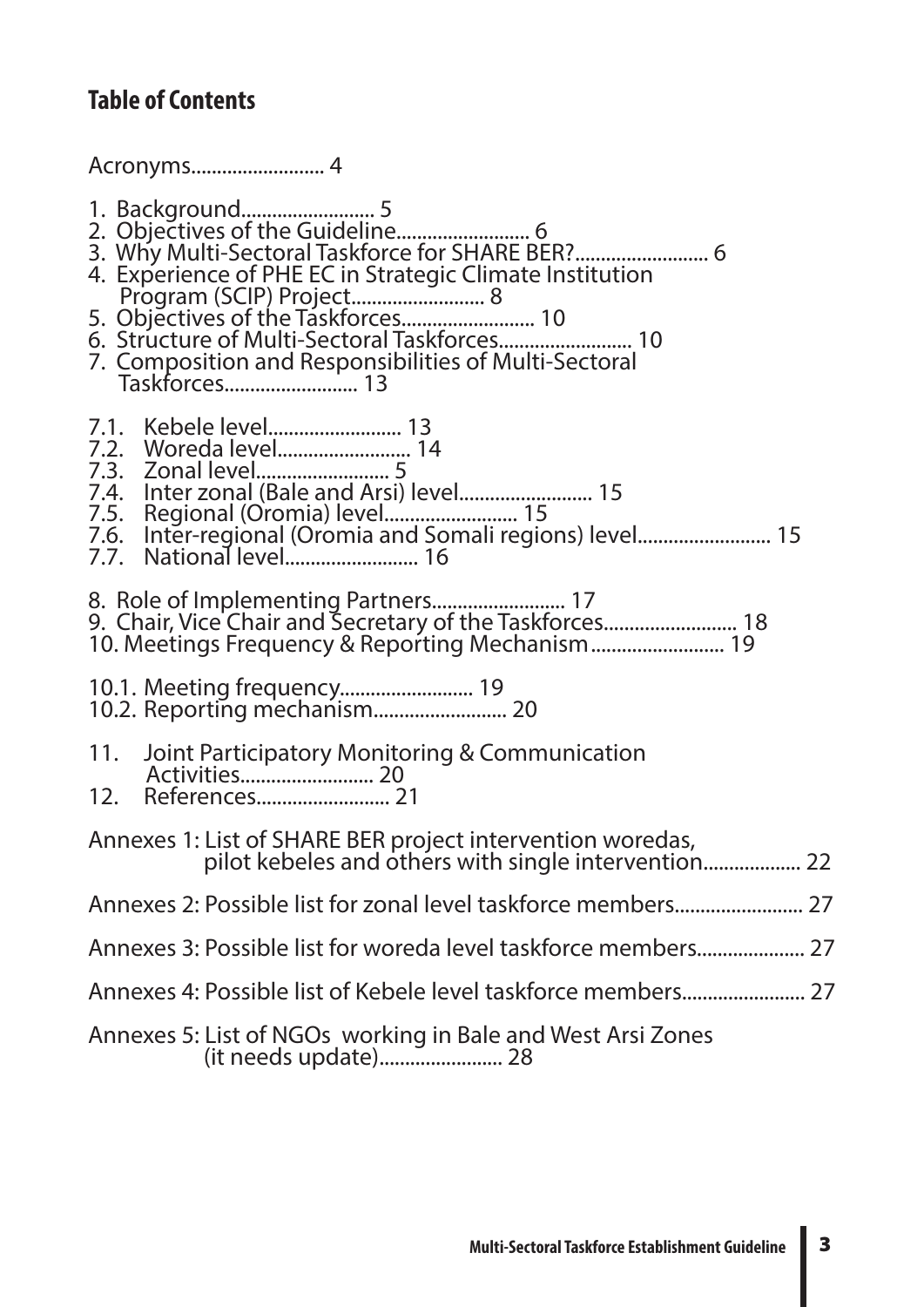## Table of Contents

Acronyms.......................... 4

1. Background.......................... 5
2. Objectives of the Guideline.......................... 6
3. Why Multi-Sectoral Taskforce for SHARE BER?.......................... 6
4. Experience of PHE EC in Strategic Climate Institution Program (SCIP) Project.......................... 8
5. Objectives of the Taskforces.......................... 10
6. Structure of Multi-Sectoral Taskforces.......................... 10
7. Composition and Responsibilities of Multi-Sectoral Taskforces.......................... 13

7.1. Kebele level.......................... 13
7.2. Woreda level.......................... 14
7.3. Zonal level.......................... 5
7.4. Inter zonal (Bale and Arsi) level.......................... 15
7.5. Regional (Oromia) level.......................... 15
7.6. Inter-regional (Oromia and Somali regions) level.......................... 15
7.7. National level.......................... 16

8. Role of Implementing Partners.......................... 17
9. Chair, Vice Chair and Secretary of the Taskforces.......................... 18
10. Meetings Frequency & Reporting Mechanism.......................... 19

10.1. Meeting frequency.......................... 19
10.2. Reporting mechanism.......................... 20

11. Joint Participatory Monitoring & Communication Activities.......................... 20
12. References.......................... 21

Annexes 1: List of SHARE BER project intervention woredas, pilot kebeles and others with single intervention................... 22

Annexes 2: Possible list for zonal level taskforce members......................... 27

Annexes 3: Possible list for woreda level taskforce members..................... 27

Annexes 4: Possible list of Kebele level taskforce members........................ 27

Annexes 5: List of NGOs working in Bale and West Arsi Zones (it needs update)........................ 28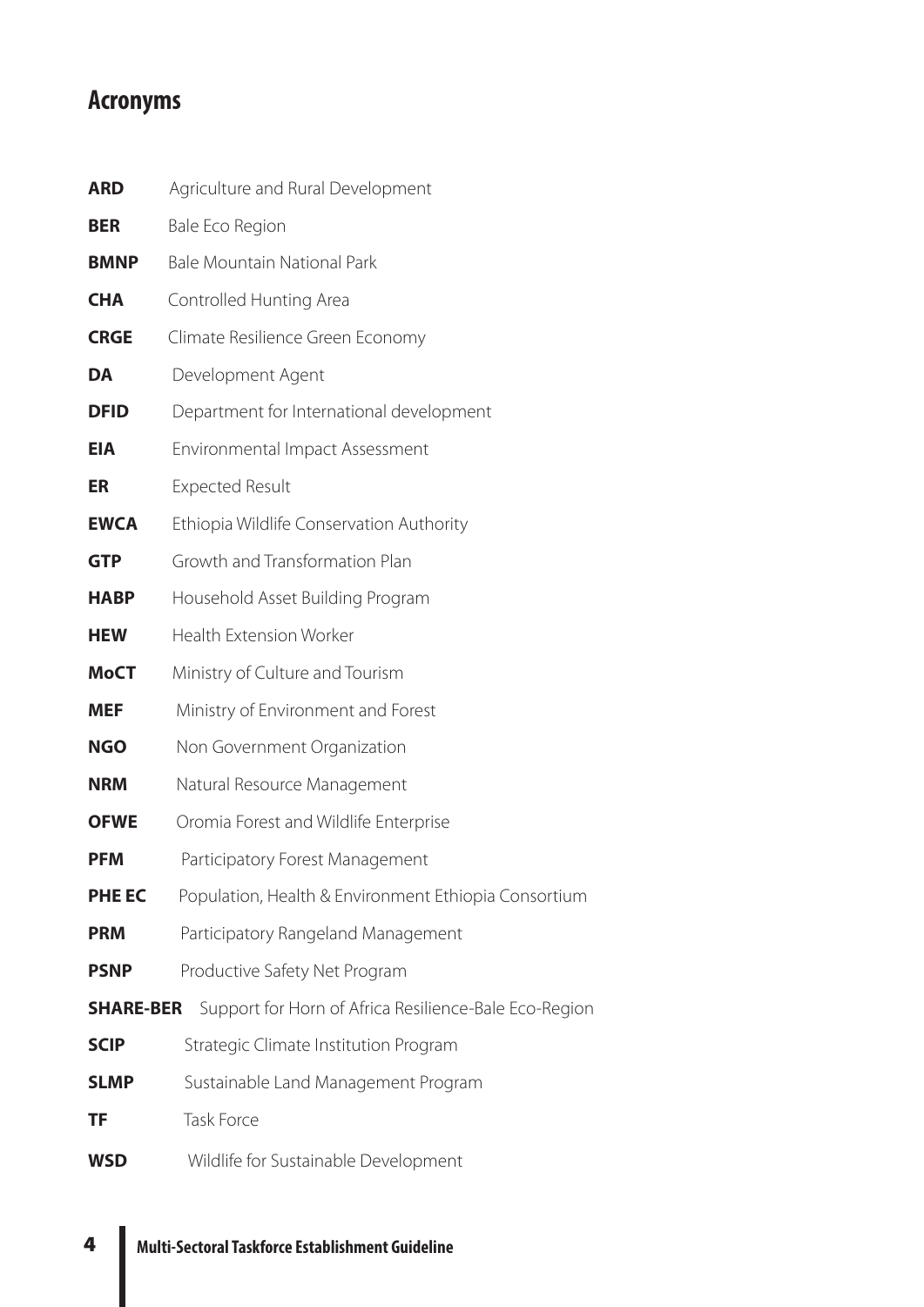## Acronyms

| | |
|---|---|
| **ARD** | Agriculture and Rural Development |
| **BER** | Bale Eco Region |
| **BMNP** | Bale Mountain National Park |
| **CHA** | Controlled Hunting Area |
| **CRGE** | Climate Resilience Green Economy |
| **DA** | Development Agent |
| **DFID** | Department for International development |
| **EIA** | Environmental Impact Assessment |
| **ER** | Expected Result |
| **EWCA** | Ethiopia Wildlife Conservation Authority |
| **GTP** | Growth and Transformation Plan |
| **HABP** | Household Asset Building Program |
| **HEW** | Health Extension Worker |
| **MoCT** | Ministry of Culture and Tourism |
| **MEF** | Ministry of Environment and Forest |
| **NGO** | Non Government Organization |
| **NRM** | Natural Resource Management |
| **OFWE** | Oromia Forest and Wildlife Enterprise |
| **PFM** | Participatory Forest Management |
| **PHE EC** | Population, Health & Environment Ethiopia Consortium |
| **PRM** | Participatory Rangeland Management |
| **PSNP** | Productive Safety Net Program |
| **SHARE-BER** | Support for Horn of Africa Resilience-Bale Eco-Region |
| **SCIP** | Strategic Climate Institution Program |
| **SLMP** | Sustainable Land Management Program |
| **TF** | Task Force |
| **WSD** | Wildlife for Sustainable Development |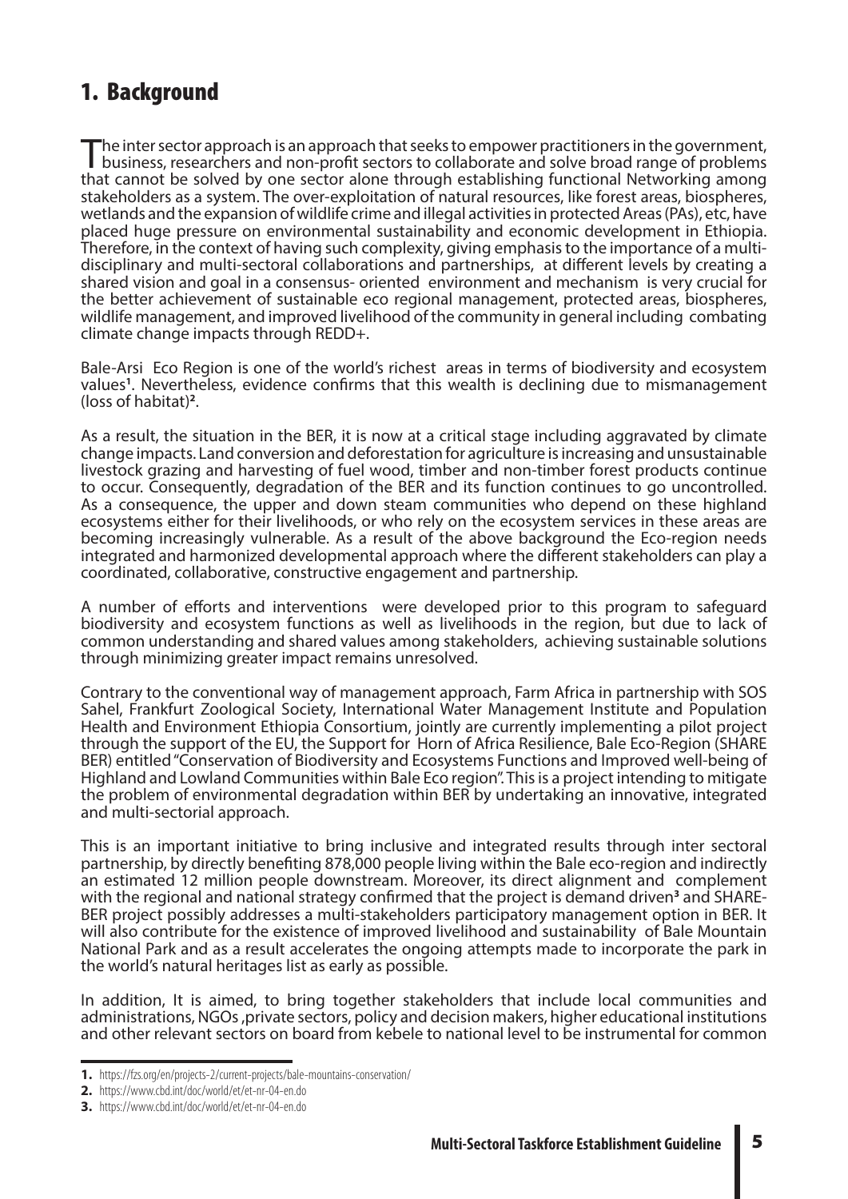# 1. Background

The inter sector approach is an approach that seeks to empower practitioners in the government, business, researchers and non-profit sectors to collaborate and solve broad range of problems that cannot be solved by one sector alone through establishing functional Networking among stakeholders as a system. The over-exploitation of natural resources, like forest areas, biospheres, wetlands and the expansion of wildlife crime and illegal activities in protected Areas (PAs), etc, have placed huge pressure on environmental sustainability and economic development in Ethiopia. Therefore, in the context of having such complexity, giving emphasis to the importance of a multi-disciplinary and multi-sectoral collaborations and partnerships, at different levels by creating a shared vision and goal in a consensus- oriented environment and mechanism is very crucial for the better achievement of sustainable eco regional management, protected areas, biospheres, wildlife management, and improved livelihood of the community in general including combating climate change impacts through REDD+.

Bale-Arsi Eco Region is one of the world's richest areas in terms of biodiversity and ecosystem values[1]. Nevertheless, evidence confirms that this wealth is declining due to mismanagement (loss of habitat)[2].

As a result, the situation in the BER, it is now at a critical stage including aggravated by climate change impacts. Land conversion and deforestation for agriculture is increasing and unsustainable livestock grazing and harvesting of fuel wood, timber and non-timber forest products continue to occur. Consequently, degradation of the BER and its function continues to go uncontrolled. As a consequence, the upper and down steam communities who depend on these highland ecosystems either for their livelihoods, or who rely on the ecosystem services in these areas are becoming increasingly vulnerable. As a result of the above background the Eco-region needs integrated and harmonized developmental approach where the different stakeholders can play a coordinated, collaborative, constructive engagement and partnership.

A number of efforts and interventions were developed prior to this program to safeguard biodiversity and ecosystem functions as well as livelihoods in the region, but due to lack of common understanding and shared values among stakeholders, achieving sustainable solutions through minimizing greater impact remains unresolved.

Contrary to the conventional way of management approach, Farm Africa in partnership with SOS Sahel, Frankfurt Zoological Society, International Water Management Institute and Population Health and Environment Ethiopia Consortium, jointly are currently implementing a pilot project through the support of the EU, the Support for Horn of Africa Resilience, Bale Eco-Region (SHARE BER) entitled "Conservation of Biodiversity and Ecosystems Functions and Improved well-being of Highland and Lowland Communities within Bale Eco region". This is a project intending to mitigate the problem of environmental degradation within BER by undertaking an innovative, integrated and multi-sectorial approach.

This is an important initiative to bring inclusive and integrated results through inter sectoral partnership, by directly benefiting 878,000 people living within the Bale eco-region and indirectly an estimated 12 million people downstream. Moreover, its direct alignment and complement with the regional and national strategy confirmed that the project is demand driven[3] and SHARE-BER project possibly addresses a multi-stakeholders participatory management option in BER. It will also contribute for the existence of improved livelihood and sustainability of Bale Mountain National Park and as a result accelerates the ongoing attempts made to incorporate the park in the world's natural heritages list as early as possible.

In addition, It is aimed, to bring together stakeholders that include local communities and administrations, NGOs ,private sectors, policy and decision makers, higher educational institutions and other relevant sectors on board from kebele to national level to be instrumental for common

---

1. https://fzs.org/en/projects-2/current-projects/bale-mountains-conservation/
2. https://www.cbd.int/doc/world/et/et-nr-04-en.do
3. https://www.cbd.int/doc/world/et/et-nr-04-en.do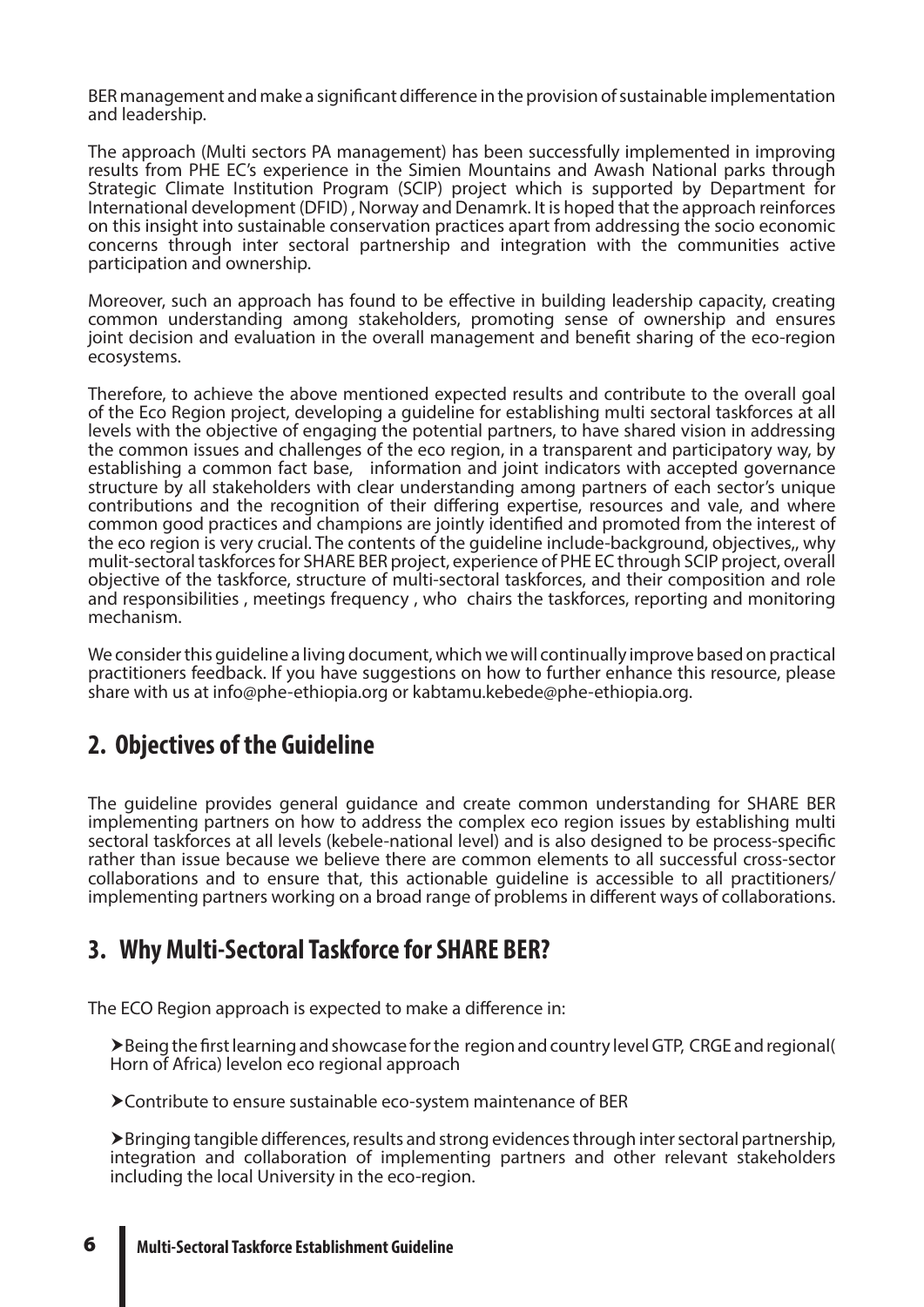BER management and make a significant difference in the provision of sustainable implementation and leadership.

The approach (Multi sectors PA management) has been successfully implemented in improving results from PHE EC's experience in the Simien Mountains and Awash National parks through Strategic Climate Institution Program (SCIP) project which is supported by Department for International development (DFID) , Norway and Denamrk. It is hoped that the approach reinforces on this insight into sustainable conservation practices apart from addressing the socio economic concerns through inter sectoral partnership and integration with the communities active participation and ownership.

Moreover, such an approach has found to be effective in building leadership capacity, creating common understanding among stakeholders, promoting sense of ownership and ensures joint decision and evaluation in the overall management and benefit sharing of the eco-region ecosystems.

Therefore, to achieve the above mentioned expected results and contribute to the overall goal of the Eco Region project, developing a guideline for establishing multi sectoral taskforces at all levels with the objective of engaging the potential partners, to have shared vision in addressing the common issues and challenges of the eco region, in a transparent and participatory way, by establishing a common fact base, information and joint indicators with accepted governance structure by all stakeholders with clear understanding among partners of each sector's unique contributions and the recognition of their differing expertise, resources and vale, and where common good practices and champions are jointly identified and promoted from the interest of the eco region is very crucial. The contents of the guideline include-background, objectives,, why mulit-sectoral taskforces for SHARE BER project, experience of PHE EC through SCIP project, overall objective of the taskforce, structure of multi-sectoral taskforces, and their composition and role and responsibilities , meetings frequency , who chairs the taskforces, reporting and monitoring mechanism.

We consider this guideline a living document, which we will continually improve based on practical practitioners feedback. If you have suggestions on how to further enhance this resource, please share with us at info@phe-ethiopia.org or kabtamu.kebede@phe-ethiopia.org.

## 2. Objectives of the Guideline

The guideline provides general guidance and create common understanding for SHARE BER implementing partners on how to address the complex eco region issues by establishing multi sectoral taskforces at all levels (kebele-national level) and is also designed to be process-specific rather than issue because we believe there are common elements to all successful cross-sector collaborations and to ensure that, this actionable guideline is accessible to all practitioners/ implementing partners working on a broad range of problems in different ways of collaborations.

## 3. Why Multi-Sectoral Taskforce for SHARE BER?

The ECO Region approach is expected to make a difference in:

- Being the first learning and showcase for the region and country level GTP, CRGE and regional( Horn of Africa) levelon eco regional approach
- Contribute to ensure sustainable eco-system maintenance of BER
- Bringing tangible differences, results and strong evidences through inter sectoral partnership, integration and collaboration of implementing partners and other relevant stakeholders including the local University in the eco-region.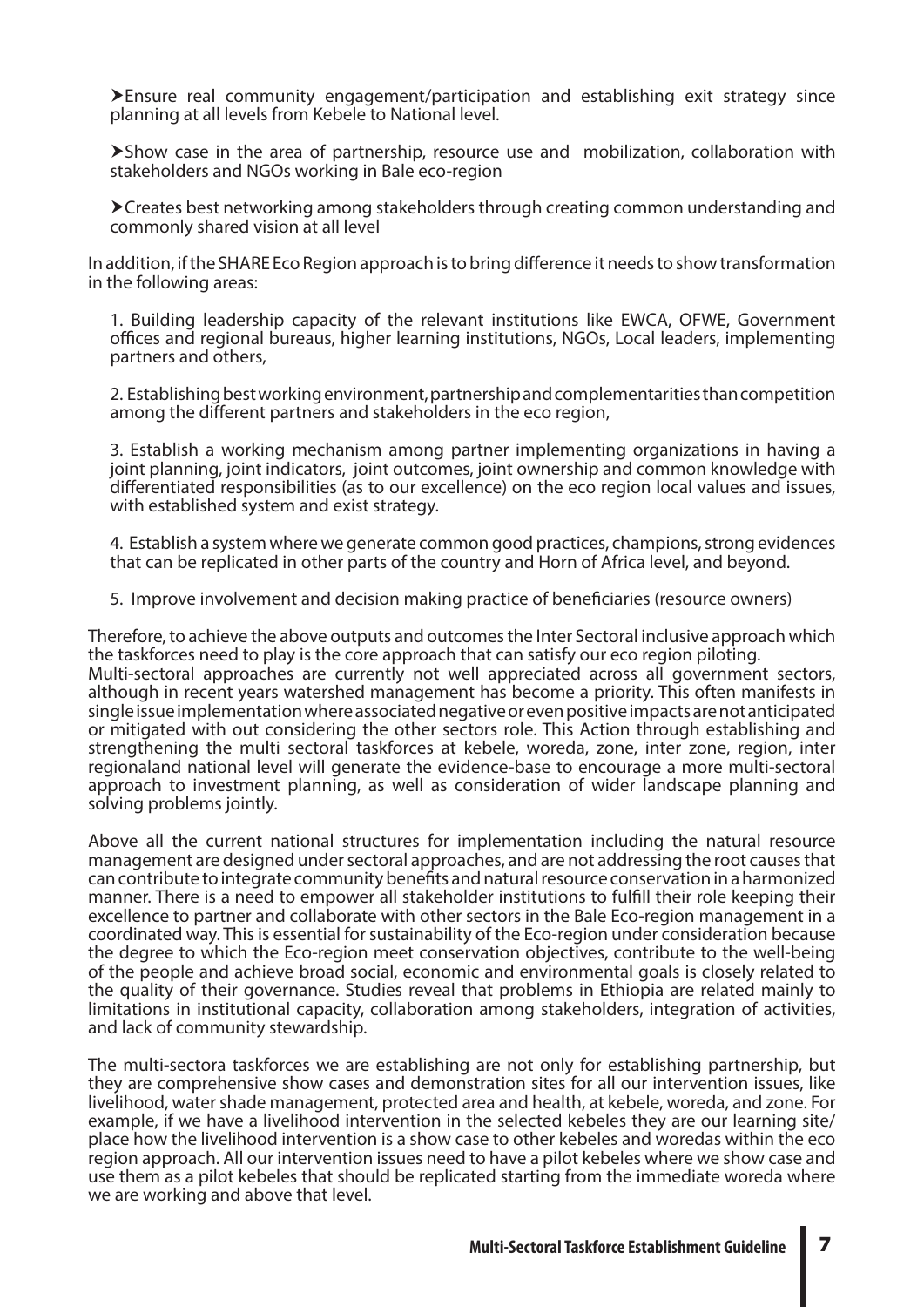- Ensure real community engagement/participation and establishing exit strategy since planning at all levels from Kebele to National level.

- Show case in the area of partnership, resource use and mobilization, collaboration with stakeholders and NGOs working in Bale eco-region

- Creates best networking among stakeholders through creating common understanding and commonly shared vision at all level

In addition, if the SHARE Eco Region approach is to bring difference it needs to show transformation in the following areas:

1. Building leadership capacity of the relevant institutions like EWCA, OFWE, Government offices and regional bureaus, higher learning institutions, NGOs, Local leaders, implementing partners and others,

2. Establishing best working environment, partnership and complementarities than competition among the different partners and stakeholders in the eco region,

3. Establish a working mechanism among partner implementing organizations in having a joint planning, joint indicators, joint outcomes, joint ownership and common knowledge with differentiated responsibilities (as to our excellence) on the eco region local values and issues, with established system and exist strategy.

4. Establish a system where we generate common good practices, champions, strong evidences that can be replicated in other parts of the country and Horn of Africa level, and beyond.

5. Improve involvement and decision making practice of beneficiaries (resource owners)

Therefore, to achieve the above outputs and outcomes the Inter Sectoral inclusive approach which the taskforces need to play is the core approach that can satisfy our eco region piloting.
Multi-sectoral approaches are currently not well appreciated across all government sectors, although in recent years watershed management has become a priority. This often manifests in single issue implementation where associated negative or even positive impacts are not anticipated or mitigated with out considering the other sectors role. This Action through establishing and strengthening the multi sectoral taskforces at kebele, woreda, zone, inter zone, region, inter regionaland national level will generate the evidence-base to encourage a more multi-sectoral approach to investment planning, as well as consideration of wider landscape planning and solving problems jointly.

Above all the current national structures for implementation including the natural resource management are designed under sectoral approaches, and are not addressing the root causes that can contribute to integrate community benefits and natural resource conservation in a harmonized manner. There is a need to empower all stakeholder institutions to fulfill their role keeping their excellence to partner and collaborate with other sectors in the Bale Eco-region management in a coordinated way. This is essential for sustainability of the Eco-region under consideration because the degree to which the Eco-region meet conservation objectives, contribute to the well-being of the people and achieve broad social, economic and environmental goals is closely related to the quality of their governance. Studies reveal that problems in Ethiopia are related mainly to limitations in institutional capacity, collaboration among stakeholders, integration of activities, and lack of community stewardship.

The multi-sectora taskforces we are establishing are not only for establishing partnership, but they are comprehensive show cases and demonstration sites for all our intervention issues, like livelihood, water shade management, protected area and health, at kebele, woreda, and zone. For example, if we have a livelihood intervention in the selected kebeles they are our learning site/ place how the livelihood intervention is a show case to other kebeles and woredas within the eco region approach. All our intervention issues need to have a pilot kebeles where we show case and use them as a pilot kebeles that should be replicated starting from the immediate woreda where we are working and above that level.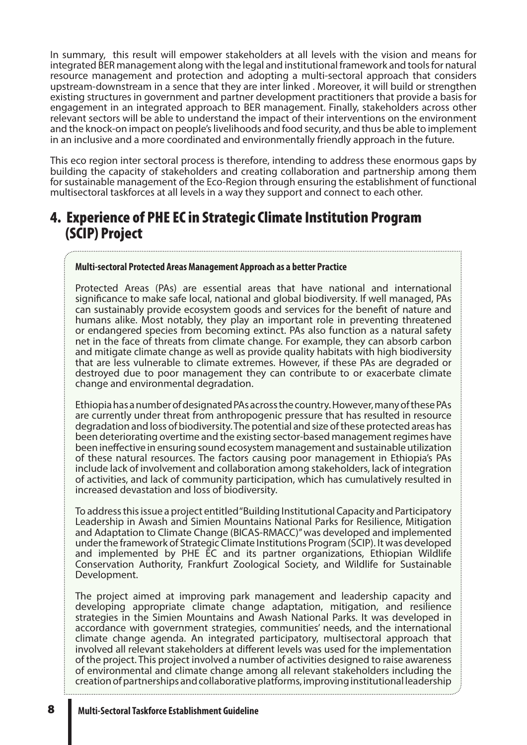In summary, this result will empower stakeholders at all levels with the vision and means for integrated BER management along with the legal and institutional framework and tools for natural resource management and protection and adopting a multi-sectoral approach that considers upstream-downstream in a sence that they are inter linked . Moreover, it will build or strengthen existing structures in government and partner development practitioners that provide a basis for engagement in an integrated approach to BER management. Finally, stakeholders across other relevant sectors will be able to understand the impact of their interventions on the environment and the knock-on impact on people's livelihoods and food security, and thus be able to implement in an inclusive and a more coordinated and environmentally friendly approach in the future.

This eco region inter sectoral process is therefore, intending to address these enormous gaps by building the capacity of stakeholders and creating collaboration and partnership among them for sustainable management of the Eco-Region through ensuring the establishment of functional multisectoral taskforces at all levels in a way they support and connect to each other.

## 4. Experience of PHE EC in Strategic Climate Institution Program (SCIP) Project

**Multi-sectoral Protected Areas Management Approach as a better Practice**

Protected Areas (PAs) are essential areas that have national and international significance to make safe local, national and global biodiversity. If well managed, PAs can sustainably provide ecosystem goods and services for the benefit of nature and humans alike. Most notably, they play an important role in preventing threatened or endangered species from becoming extinct. PAs also function as a natural safety net in the face of threats from climate change. For example, they can absorb carbon and mitigate climate change as well as provide quality habitats with high biodiversity that are less vulnerable to climate extremes. However, if these PAs are degraded or destroyed due to poor management they can contribute to or exacerbate climate change and environmental degradation.

Ethiopia has a number of designated PAs across the country. However, many of these PAs are currently under threat from anthropogenic pressure that has resulted in resource degradation and loss of biodiversity. The potential and size of these protected areas has been deteriorating overtime and the existing sector-based management regimes have been ineffective in ensuring sound ecosystem management and sustainable utilization of these natural resources. The factors causing poor management in Ethiopia's PAs include lack of involvement and collaboration among stakeholders, lack of integration of activities, and lack of community participation, which has cumulatively resulted in increased devastation and loss of biodiversity.

To address this issue a project entitled "Building Institutional Capacity and Participatory Leadership in Awash and Simien Mountains National Parks for Resilience, Mitigation and Adaptation to Climate Change (BICAS-RMACC)" was developed and implemented under the framework of Strategic Climate Institutions Program (SCIP). It was developed and implemented by PHE EC and its partner organizations, Ethiopian Wildlife Conservation Authority, Frankfurt Zoological Society, and Wildlife for Sustainable Development.

The project aimed at improving park management and leadership capacity and developing appropriate climate change adaptation, mitigation, and resilience strategies in the Simien Mountains and Awash National Parks. It was developed in accordance with government strategies, communities' needs, and the international climate change agenda. An integrated participatory, multisectoral approach that involved all relevant stakeholders at different levels was used for the implementation of the project. This project involved a number of activities designed to raise awareness of environmental and climate change among all relevant stakeholders including the creation of partnerships and collaborative platforms, improving institutional leadership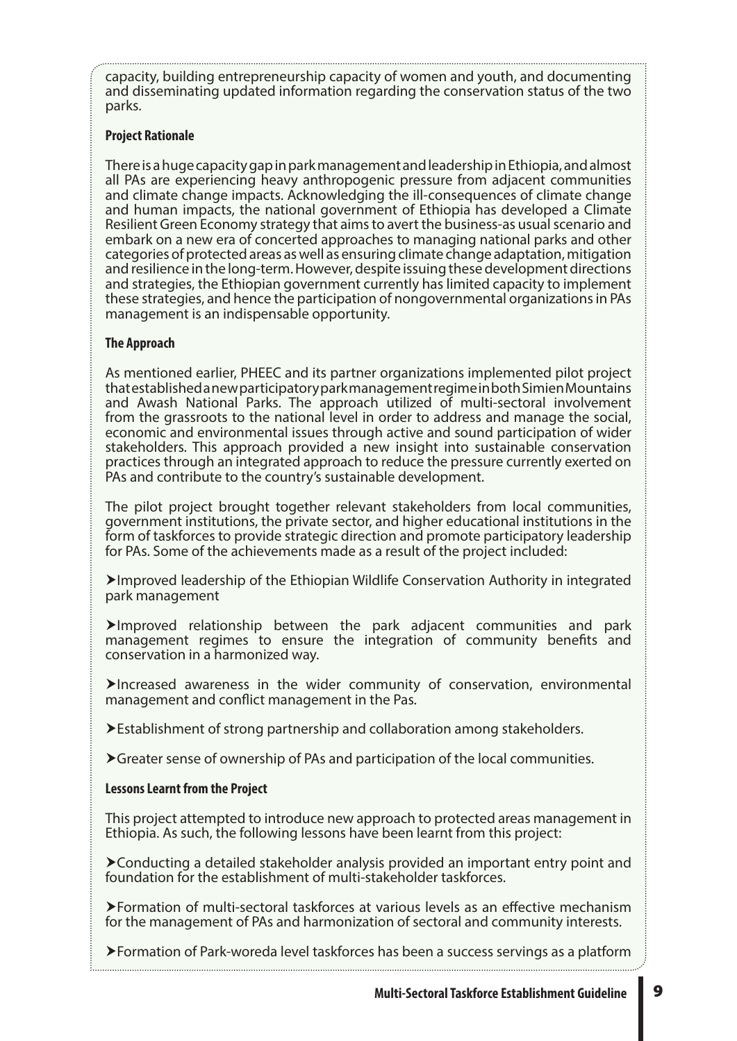capacity, building entrepreneurship capacity of women and youth, and documenting and disseminating updated information regarding the conservation status of the two parks.

**Project Rationale**

There is a huge capacity gap in park management and leadership in Ethiopia, and almost all PAs are experiencing heavy anthropogenic pressure from adjacent communities and climate change impacts. Acknowledging the ill-consequences of climate change and human impacts, the national government of Ethiopia has developed a Climate Resilient Green Economy strategy that aims to avert the business-as usual scenario and embark on a new era of concerted approaches to managing national parks and other categories of protected areas as well as ensuring climate change adaptation, mitigation and resilience in the long-term. However, despite issuing these development directions and strategies, the Ethiopian government currently has limited capacity to implement these strategies, and hence the participation of nongovernmental organizations in PAs management is an indispensable opportunity.

**The Approach**

As mentioned earlier, PHEEC and its partner organizations implemented pilot project that established a new participatory park management regime in both Simien Mountains and Awash National Parks. The approach utilized of multi-sectoral involvement from the grassroots to the national level in order to address and manage the social, economic and environmental issues through active and sound participation of wider stakeholders. This approach provided a new insight into sustainable conservation practices through an integrated approach to reduce the pressure currently exerted on PAs and contribute to the country's sustainable development.

The pilot project brought together relevant stakeholders from local communities, government institutions, the private sector, and higher educational institutions in the form of taskforces to provide strategic direction and promote participatory leadership for PAs. Some of the achievements made as a result of the project included:

- Improved leadership of the Ethiopian Wildlife Conservation Authority in integrated park management

- Improved relationship between the park adjacent communities and park management regimes to ensure the integration of community benefits and conservation in a harmonized way.

- Increased awareness in the wider community of conservation, environmental management and conflict management in the Pas.

- Establishment of strong partnership and collaboration among stakeholders.

- Greater sense of ownership of PAs and participation of the local communities.

**Lessons Learnt from the Project**

This project attempted to introduce new approach to protected areas management in Ethiopia. As such, the following lessons have been learnt from this project:

- Conducting a detailed stakeholder analysis provided an important entry point and foundation for the establishment of multi-stakeholder taskforces.

- Formation of multi-sectoral taskforces at various levels as an effective mechanism for the management of PAs and harmonization of sectoral and community interests.

- Formation of Park-woreda level taskforces has been a success servings as a platform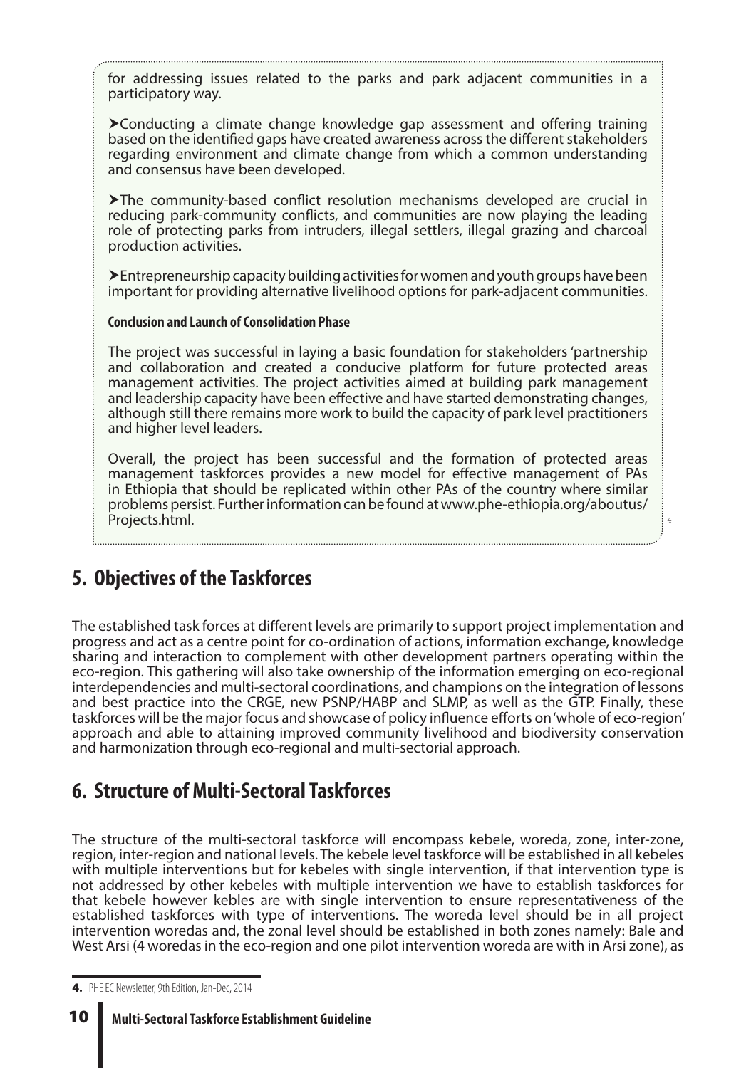for addressing issues related to the parks and park adjacent communities in a participatory way.

➤Conducting a climate change knowledge gap assessment and offering training based on the identified gaps have created awareness across the different stakeholders regarding environment and climate change from which a common understanding and consensus have been developed.

➤The community-based conflict resolution mechanisms developed are crucial in reducing park-community conflicts, and communities are now playing the leading role of protecting parks from intruders, illegal settlers, illegal grazing and charcoal production activities.

➤Entrepreneurship capacity building activities for women and youth groups have been important for providing alternative livelihood options for park-adjacent communities.

**Conclusion and Launch of Consolidation Phase**

The project was successful in laying a basic foundation for stakeholders 'partnership and collaboration and created a conducive platform for future protected areas management activities. The project activities aimed at building park management and leadership capacity have been effective and have started demonstrating changes, although still there remains more work to build the capacity of park level practitioners and higher level leaders.

Overall, the project has been successful and the formation of protected areas management taskforces provides a new model for effective management of PAs in Ethiopia that should be replicated within other PAs of the country where similar problems persist. Further information can be found at www.phe-ethiopia.org/aboutus/Projects.html. [4]

## 5. Objectives of the Taskforces

The established task forces at different levels are primarily to support project implementation and progress and act as a centre point for co-ordination of actions, information exchange, knowledge sharing and interaction to complement with other development partners operating within the eco-region. This gathering will also take ownership of the information emerging on eco-regional interdependencies and multi-sectoral coordinations, and champions on the integration of lessons and best practice into the CRGE, new PSNP/HABP and SLMP, as well as the GTP. Finally, these taskforces will be the major focus and showcase of policy influence efforts on 'whole of eco-region' approach and able to attaining improved community livelihood and biodiversity conservation and harmonization through eco-regional and multi-sectorial approach.

## 6. Structure of Multi-Sectoral Taskforces

The structure of the multi-sectoral taskforce will encompass kebele, woreda, zone, inter-zone, region, inter-region and national levels. The kebele level taskforce will be established in all kebeles with multiple interventions but for kebeles with single intervention, if that intervention type is not addressed by other kebeles with multiple intervention we have to establish taskforces for that kebele however kebles are with single intervention to ensure representativeness of the established taskforces with type of interventions. The woreda level should be in all project intervention woredas and, the zonal level should be established in both zones namely: Bale and West Arsi (4 woredas in the eco-region and one pilot intervention woreda are with in Arsi zone), as

4. PHE EC Newsletter, 9th Edition, Jan-Dec, 2014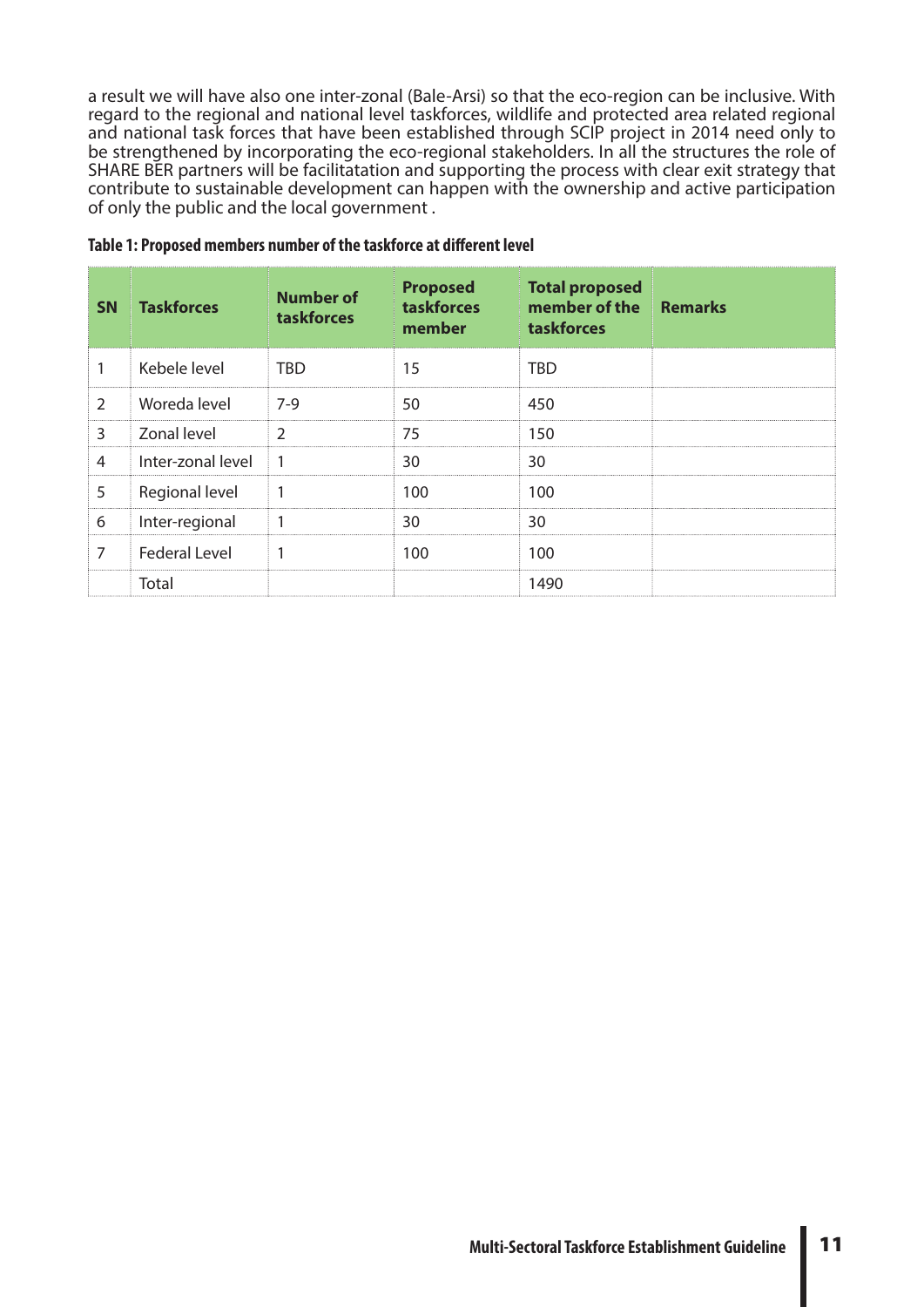a result we will have also one inter-zonal (Bale-Arsi) so that the eco-region can be inclusive. With regard to the regional and national level taskforces, wildlife and protected area related regional and national task forces that have been established through SCIP project in 2014 need only to be strengthened by incorporating the eco-regional stakeholders. In all the structures the role of SHARE BER partners will be facilitatation and supporting the process with clear exit strategy that contribute to sustainable development can happen with the ownership and active participation of only the public and the local government .

**Table 1: Proposed members number of the taskforce at different level**

| SN | Taskforces | Number of taskforces | Proposed taskforces member | Total proposed member of the taskforces | Remarks |
|---|---|---|---|---|---|
| 1 | Kebele level | TBD | 15 | TBD | |
| 2 | Woreda level | 7-9 | 50 | 450 | |
| 3 | Zonal level | 2 | 75 | 150 | |
| 4 | Inter-zonal level | 1 | 30 | 30 | |
| 5 | Regional level | 1 | 100 | 100 | |
| 6 | Inter-regional | 1 | 30 | 30 | |
| 7 | Federal Level | 1 | 100 | 100 | |
| | Total | | | 1490 | |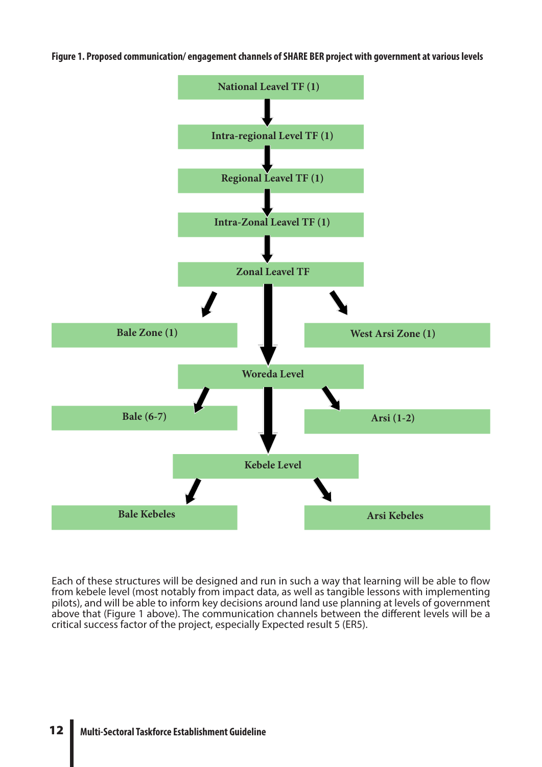**Figure 1. Proposed communication/ engagement channels of SHARE BER project with government at various levels**

National Leavel TF (1)

↓

Intra-regional Level TF (1)

↓

Regional Leavel TF (1)

↓

Intra-Zonal Leavel TF (1)

↓

Zonal Leavel TF

- Bale Zone (1)
- West Arsi Zone (1)

↓

Woreda Level

- Bale (6-7)
- Arsi (1-2)

↓

Kebele Level

- Bale Kebeles
- Arsi Kebeles

Each of these structures will be designed and run in such a way that learning will be able to flow from kebele level (most notably from impact data, as well as tangible lessons with implementing pilots), and will be able to inform key decisions around land use planning at levels of government above that (Figure 1 above). The communication channels between the different levels will be a critical success factor of the project, especially Expected result 5 (ER5).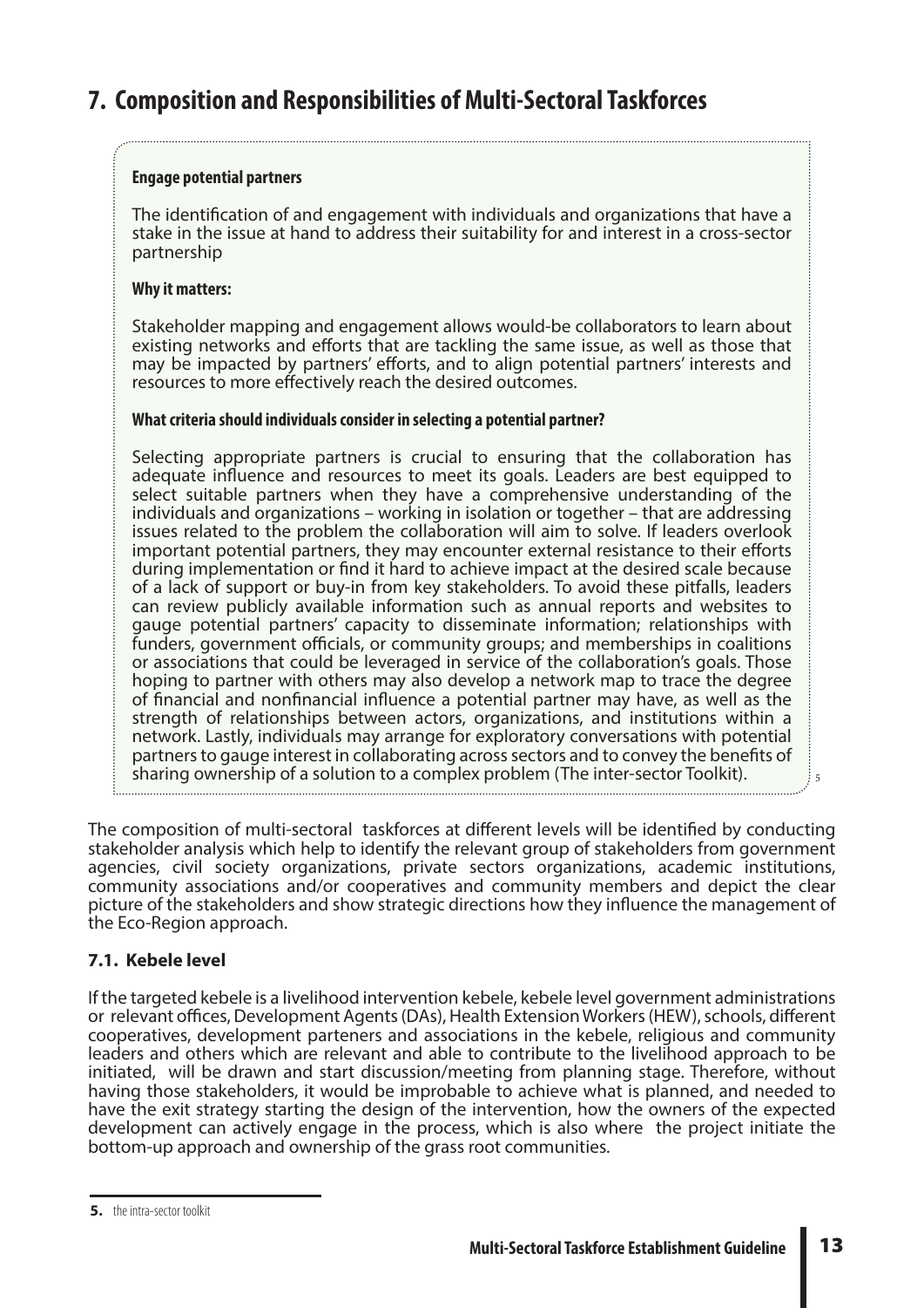# 7. Composition and Responsibilities of Multi-Sectoral Taskforces

**Engage potential partners**

The identification of and engagement with individuals and organizations that have a stake in the issue at hand to address their suitability for and interest in a cross-sector partnership

**Why it matters:**

Stakeholder mapping and engagement allows would-be collaborators to learn about existing networks and efforts that are tackling the same issue, as well as those that may be impacted by partners' efforts, and to align potential partners' interests and resources to more effectively reach the desired outcomes.

**What criteria should individuals consider in selecting a potential partner?**

Selecting appropriate partners is crucial to ensuring that the collaboration has adequate influence and resources to meet its goals. Leaders are best equipped to select suitable partners when they have a comprehensive understanding of the individuals and organizations – working in isolation or together – that are addressing issues related to the problem the collaboration will aim to solve. If leaders overlook important potential partners, they may encounter external resistance to their efforts during implementation or find it hard to achieve impact at the desired scale because of a lack of support or buy-in from key stakeholders. To avoid these pitfalls, leaders can review publicly available information such as annual reports and websites to gauge potential partners' capacity to disseminate information; relationships with funders, government officials, or community groups; and memberships in coalitions or associations that could be leveraged in service of the collaboration's goals. Those hoping to partner with others may also develop a network map to trace the degree of financial and nonfinancial influence a potential partner may have, as well as the strength of relationships between actors, organizations, and institutions within a network. Lastly, individuals may arrange for exploratory conversations with potential partners to gauge interest in collaborating across sectors and to convey the benefits of sharing ownership of a solution to a complex problem (The inter-sector Toolkit).[5]

The composition of multi-sectoral taskforces at different levels will be identified by conducting stakeholder analysis which help to identify the relevant group of stakeholders from government agencies, civil society organizations, private sectors organizations, academic institutions, community associations and/or cooperatives and community members and depict the clear picture of the stakeholders and show strategic directions how they influence the management of the Eco-Region approach.

## 7.1. Kebele level

If the targeted kebele is a livelihood intervention kebele, kebele level government administrations or relevant offices, Development Agents (DAs), Health Extension Workers (HEW), schools, different cooperatives, development parteners and associations in the kebele, religious and community leaders and others which are relevant and able to contribute to the livelihood approach to be initiated, will be drawn and start discussion/meeting from planning stage. Therefore, without having those stakeholders, it would be improbable to achieve what is planned, and needed to have the exit strategy starting the design of the intervention, how the owners of the expected development can actively engage in the process, which is also where the project initiate the bottom-up approach and ownership of the grass root communities.

---

**5.** the intra-sector toolkit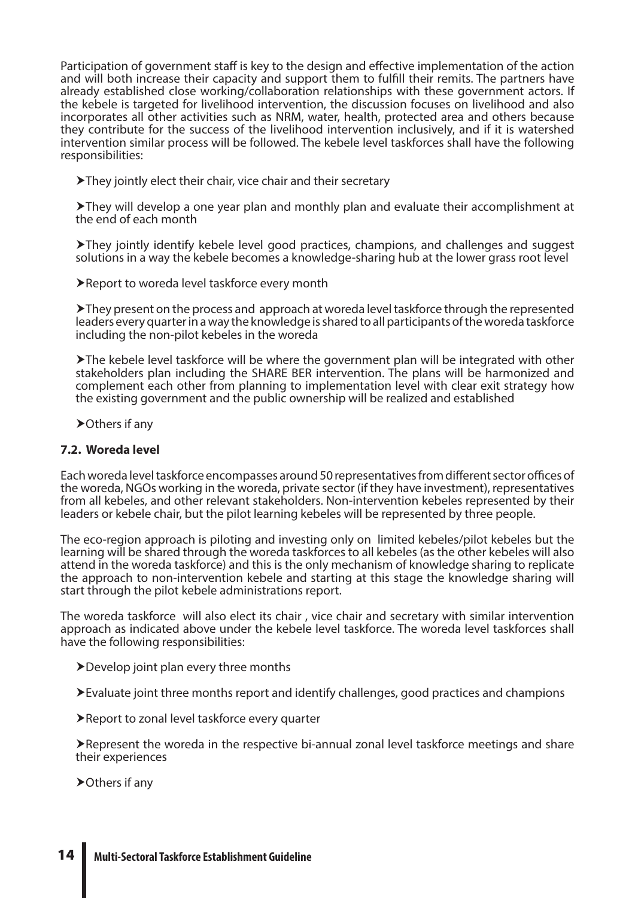Participation of government staff is key to the design and effective implementation of the action and will both increase their capacity and support them to fulfill their remits. The partners have already established close working/collaboration relationships with these government actors. If the kebele is targeted for livelihood intervention, the discussion focuses on livelihood and also incorporates all other activities such as NRM, water, health, protected area and others because they contribute for the success of the livelihood intervention inclusively, and if it is watershed intervention similar process will be followed. The kebele level taskforces shall have the following responsibilities:

- ➤They jointly elect their chair, vice chair and their secretary
- ➤They will develop a one year plan and monthly plan and evaluate their accomplishment at the end of each month
- ➤They jointly identify kebele level good practices, champions, and challenges and suggest solutions in a way the kebele becomes a knowledge-sharing hub at the lower grass root level
- ➤Report to woreda level taskforce every month
- ➤They present on the process and approach at woreda level taskforce through the represented leaders every quarter in a way the knowledge is shared to all participants of the woreda taskforce including the non-pilot kebeles in the woreda
- ➤The kebele level taskforce will be where the government plan will be integrated with other stakeholders plan including the SHARE BER intervention. The plans will be harmonized and complement each other from planning to implementation level with clear exit strategy how the existing government and the public ownership will be realized and established
- ➤Others if any

### 7.2. Woreda level

Each woreda level taskforce encompasses around 50 representatives from different sector offices of the woreda, NGOs working in the woreda, private sector (if they have investment), representatives from all kebeles, and other relevant stakeholders. Non-intervention kebeles represented by their leaders or kebele chair, but the pilot learning kebeles will be represented by three people.

The eco-region approach is piloting and investing only on limited kebeles/pilot kebeles but the learning will be shared through the woreda taskforces to all kebeles (as the other kebeles will also attend in the woreda taskforce) and this is the only mechanism of knowledge sharing to replicate the approach to non-intervention kebele and starting at this stage the knowledge sharing will start through the pilot kebele administrations report.

The woreda taskforce will also elect its chair , vice chair and secretary with similar intervention approach as indicated above under the kebele level taskforce. The woreda level taskforces shall have the following responsibilities:

- ➤Develop joint plan every three months
- ➤Evaluate joint three months report and identify challenges, good practices and champions
- ➤Report to zonal level taskforce every quarter
- ➤Represent the woreda in the respective bi-annual zonal level taskforce meetings and share their experiences
- ➤Others if any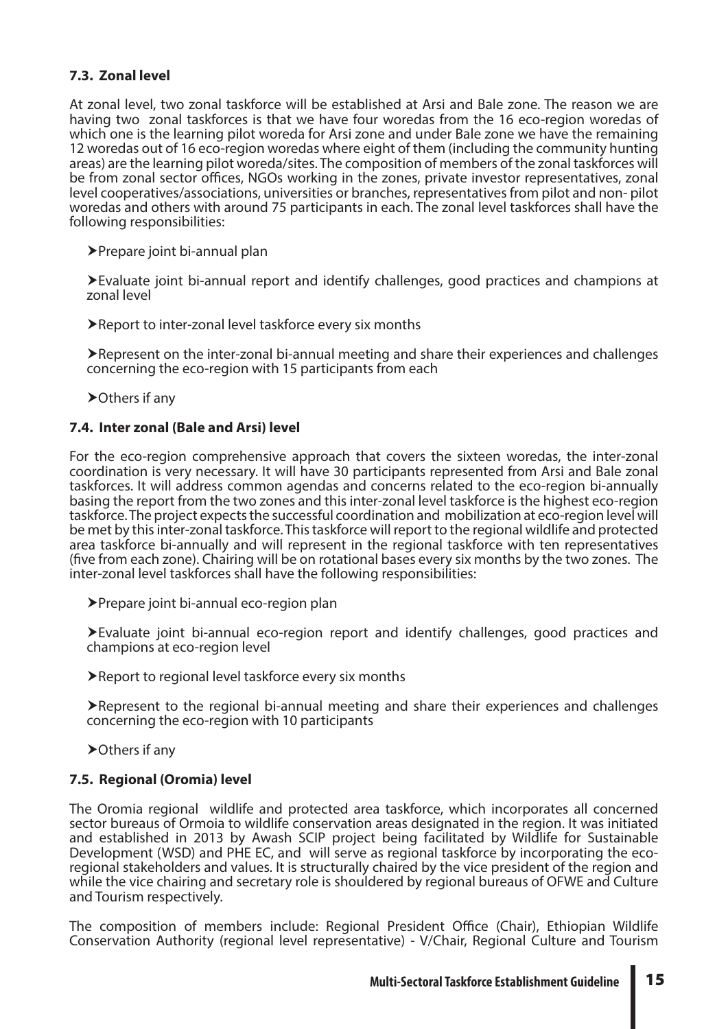### 7.3. Zonal level

At zonal level, two zonal taskforce will be established at Arsi and Bale zone. The reason we are having two zonal taskforces is that we have four woredas from the 16 eco-region woredas of which one is the learning pilot woreda for Arsi zone and under Bale zone we have the remaining 12 woredas out of 16 eco-region woredas where eight of them (including the community hunting areas) are the learning pilot woreda/sites. The composition of members of the zonal taskforces will be from zonal sector offices, NGOs working in the zones, private investor representatives, zonal level cooperatives/associations, universities or branches, representatives from pilot and non- pilot woredas and others with around 75 participants in each. The zonal level taskforces shall have the following responsibilities:

- ➤Prepare joint bi-annual plan
- ➤Evaluate joint bi-annual report and identify challenges, good practices and champions at zonal level
- ➤Report to inter-zonal level taskforce every six months
- ➤Represent on the inter-zonal bi-annual meeting and share their experiences and challenges concerning the eco-region with 15 participants from each
- ➤Others if any

### 7.4. Inter zonal (Bale and Arsi) level

For the eco-region comprehensive approach that covers the sixteen woredas, the inter-zonal coordination is very necessary. It will have 30 participants represented from Arsi and Bale zonal taskforces. It will address common agendas and concerns related to the eco-region bi-annually basing the report from the two zones and this inter-zonal level taskforce is the highest eco-region taskforce. The project expects the successful coordination and mobilization at eco-region level will be met by this inter-zonal taskforce. This taskforce will report to the regional wildlife and protected area taskforce bi-annually and will represent in the regional taskforce with ten representatives (five from each zone). Chairing will be on rotational bases every six months by the two zones. The inter-zonal level taskforces shall have the following responsibilities:

- ➤Prepare joint bi-annual eco-region plan
- ➤Evaluate joint bi-annual eco-region report and identify challenges, good practices and champions at eco-region level
- ➤Report to regional level taskforce every six months
- ➤Represent to the regional bi-annual meeting and share their experiences and challenges concerning the eco-region with 10 participants
- ➤Others if any

### 7.5. Regional (Oromia) level

The Oromia regional wildlife and protected area taskforce, which incorporates all concerned sector bureaus of Ormoia to wildlife conservation areas designated in the region. It was initiated and established in 2013 by Awash SCIP project being facilitated by Wildlife for Sustainable Development (WSD) and PHE EC, and will serve as regional taskforce by incorporating the eco-regional stakeholders and values. It is structurally chaired by the vice president of the region and while the vice chairing and secretary role is shouldered by regional bureaus of OFWE and Culture and Tourism respectively.

The composition of members include: Regional President Office (Chair), Ethiopian Wildlife Conservation Authority (regional level representative) - V/Chair, Regional Culture and Tourism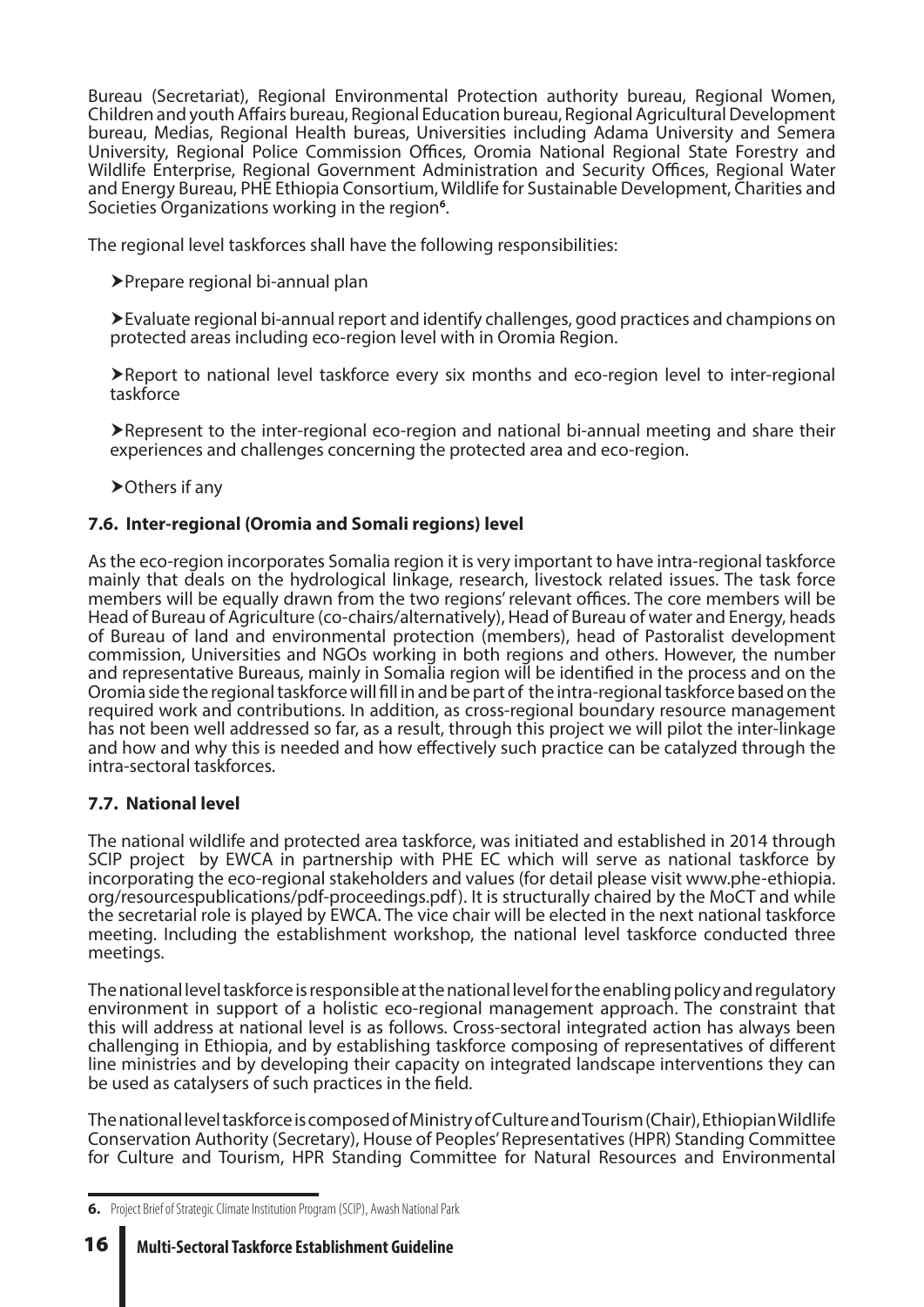Bureau (Secretariat), Regional Environmental Protection authority bureau, Regional Women, Children and youth Affairs bureau, Regional Education bureau, Regional Agricultural Development bureau, Medias, Regional Health bureas, Universities including Adama University and Semera University, Regional Police Commission Offices, Oromia National Regional State Forestry and Wildlife Enterprise, Regional Government Administration and Security Offices, Regional Water and Energy Bureau, PHE Ethiopia Consortium, Wildlife for Sustainable Development, Charities and Societies Organizations working in the region[6].

The regional level taskforces shall have the following responsibilities:

- Prepare regional bi-annual plan
- Evaluate regional bi-annual report and identify challenges, good practices and champions on protected areas including eco-region level with in Oromia Region.
- Report to national level taskforce every six months and eco-region level to inter-regional taskforce
- Represent to the inter-regional eco-region and national bi-annual meeting and share their experiences and challenges concerning the protected area and eco-region.
- Others if any

### 7.6. Inter-regional (Oromia and Somali regions) level

As the eco-region incorporates Somalia region it is very important to have intra-regional taskforce mainly that deals on the hydrological linkage, research, livestock related issues. The task force members will be equally drawn from the two regions' relevant offices. The core members will be Head of Bureau of Agriculture (co-chairs/alternatively), Head of Bureau of water and Energy, heads of Bureau of land and environmental protection (members), head of Pastoralist development commission, Universities and NGOs working in both regions and others. However, the number and representative Bureaus, mainly in Somalia region will be identified in the process and on the Oromia side the regional taskforce will fill in and be part of the intra-regional taskforce based on the required work and contributions. In addition, as cross-regional boundary resource management has not been well addressed so far, as a result, through this project we will pilot the inter-linkage and how and why this is needed and how effectively such practice can be catalyzed through the intra-sectoral taskforces.

### 7.7. National level

The national wildlife and protected area taskforce, was initiated and established in 2014 through SCIP project by EWCA in partnership with PHE EC which will serve as national taskforce by incorporating the eco-regional stakeholders and values (for detail please visit www.phe-ethiopia.org/resourcespublications/pdf-proceedings.pdf). It is structurally chaired by the MoCT and while the secretarial role is played by EWCA. The vice chair will be elected in the next national taskforce meeting. Including the establishment workshop, the national level taskforce conducted three meetings.

The national level taskforce is responsible at the national level for the enabling policy and regulatory environment in support of a holistic eco-regional management approach. The constraint that this will address at national level is as follows. Cross-sectoral integrated action has always been challenging in Ethiopia, and by establishing taskforce composing of representatives of different line ministries and by developing their capacity on integrated landscape interventions they can be used as catalysers of such practices in the field.

The national level taskforce is composed of Ministry of Culture and Tourism (Chair), Ethiopian Wildlife Conservation Authority (Secretary), House of Peoples' Representatives (HPR) Standing Committee for Culture and Tourism, HPR Standing Committee for Natural Resources and Environmental

[6] Project Brief of Strategic Climate Institution Program (SCIP), Awash National Park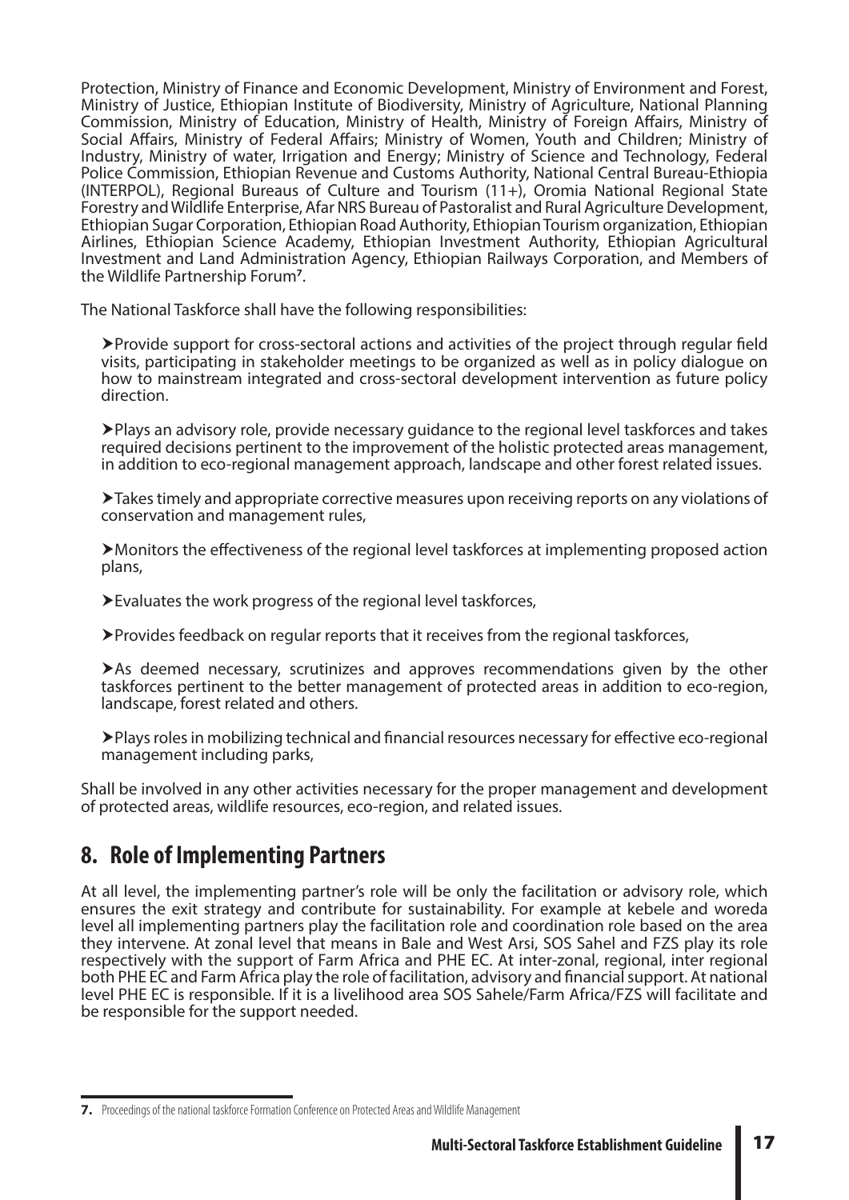Protection, Ministry of Finance and Economic Development, Ministry of Environment and Forest, Ministry of Justice, Ethiopian Institute of Biodiversity, Ministry of Agriculture, National Planning Commission, Ministry of Education, Ministry of Health, Ministry of Foreign Affairs, Ministry of Social Affairs, Ministry of Federal Affairs; Ministry of Women, Youth and Children; Ministry of Industry, Ministry of water, Irrigation and Energy; Ministry of Science and Technology, Federal Police Commission, Ethiopian Revenue and Customs Authority, National Central Bureau-Ethiopia (INTERPOL), Regional Bureaus of Culture and Tourism (11+), Oromia National Regional State Forestry and Wildlife Enterprise, Afar NRS Bureau of Pastoralist and Rural Agriculture Development, Ethiopian Sugar Corporation, Ethiopian Road Authority, Ethiopian Tourism organization, Ethiopian Airlines, Ethiopian Science Academy, Ethiopian Investment Authority, Ethiopian Agricultural Investment and Land Administration Agency, Ethiopian Railways Corporation, and Members of the Wildlife Partnership Forum[7].

The National Taskforce shall have the following responsibilities:

- Provide support for cross-sectoral actions and activities of the project through regular field visits, participating in stakeholder meetings to be organized as well as in policy dialogue on how to mainstream integrated and cross-sectoral development intervention as future policy direction.
- Plays an advisory role, provide necessary guidance to the regional level taskforces and takes required decisions pertinent to the improvement of the holistic protected areas management, in addition to eco-regional management approach, landscape and other forest related issues.
- Takes timely and appropriate corrective measures upon receiving reports on any violations of conservation and management rules,
- Monitors the effectiveness of the regional level taskforces at implementing proposed action plans,
- Evaluates the work progress of the regional level taskforces,
- Provides feedback on regular reports that it receives from the regional taskforces,
- As deemed necessary, scrutinizes and approves recommendations given by the other taskforces pertinent to the better management of protected areas in addition to eco-region, landscape, forest related and others.
- Plays roles in mobilizing technical and financial resources necessary for effective eco-regional management including parks,

Shall be involved in any other activities necessary for the proper management and development of protected areas, wildlife resources, eco-region, and related issues.

## 8. Role of Implementing Partners

At all level, the implementing partner's role will be only the facilitation or advisory role, which ensures the exit strategy and contribute for sustainability. For example at kebele and woreda level all implementing partners play the facilitation role and coordination role based on the area they intervene. At zonal level that means in Bale and West Arsi, SOS Sahel and FZS play its role respectively with the support of Farm Africa and PHE EC. At inter-zonal, regional, inter regional both PHE EC and Farm Africa play the role of facilitation, advisory and financial support. At national level PHE EC is responsible. If it is a livelihood area SOS Sahele/Farm Africa/FZS will facilitate and be responsible for the support needed.

---

7. Proceedings of the national taskforce Formation Conference on Protected Areas and Wildlife Management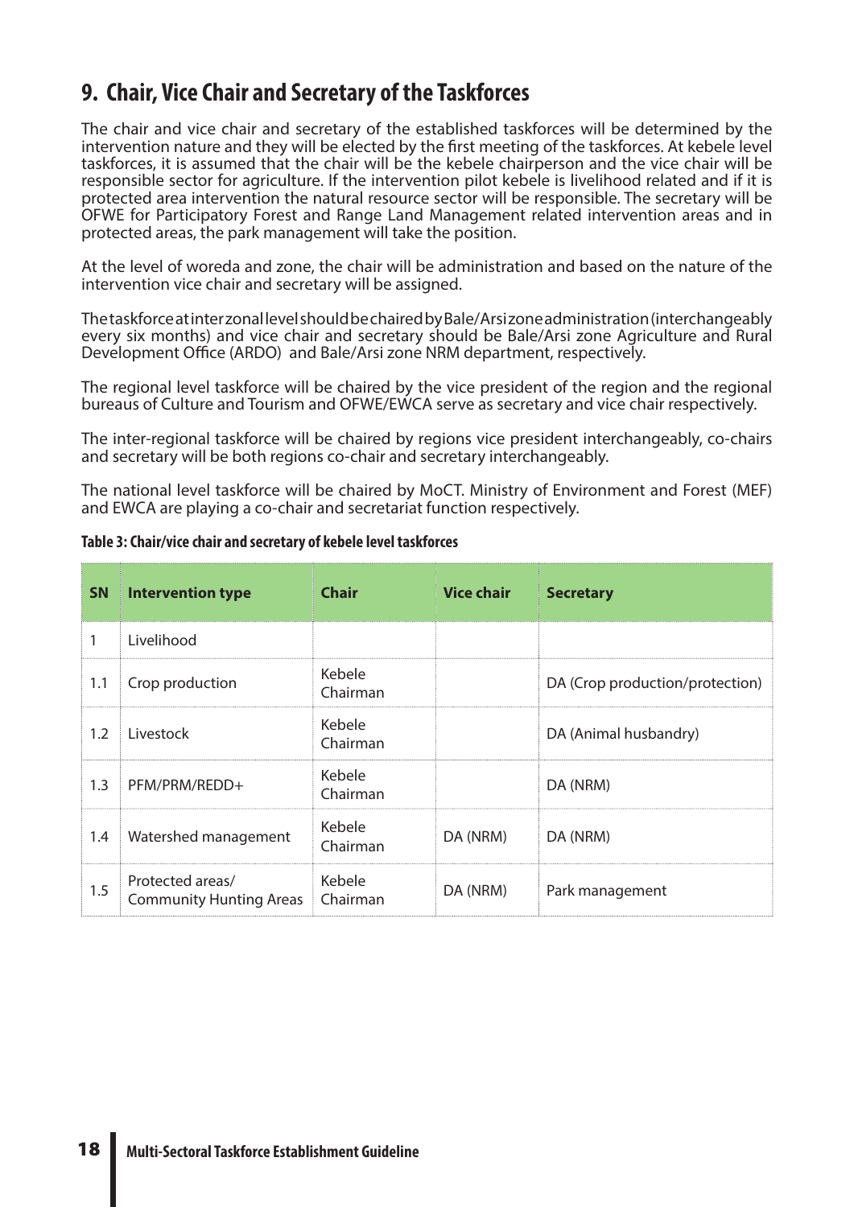# 9. Chair, Vice Chair and Secretary of the Taskforces

The chair and vice chair and secretary of the established taskforces will be determined by the intervention nature and they will be elected by the first meeting of the taskforces. At kebele level taskforces, it is assumed that the chair will be the kebele chairperson and the vice chair will be responsible sector for agriculture. If the intervention pilot kebele is livelihood related and if it is protected area intervention the natural resource sector will be responsible. The secretary will be OFWE for Participatory Forest and Range Land Management related intervention areas and in protected areas, the park management will take the position.

At the level of woreda and zone, the chair will be administration and based on the nature of the intervention vice chair and secretary will be assigned.

The taskforce at interzonal level should be chaired by Bale/Arsi zone administration (interchangeably every six months) and vice chair and secretary should be Bale/Arsi zone Agriculture and Rural Development Office (ARDO) and Bale/Arsi zone NRM department, respectively.

The regional level taskforce will be chaired by the vice president of the region and the regional bureaus of Culture and Tourism and OFWE/EWCA serve as secretary and vice chair respectively.

The inter-regional taskforce will be chaired by regions vice president interchangeably, co-chairs and secretary will be both regions co-chair and secretary interchangeably.

The national level taskforce will be chaired by MoCT. Ministry of Environment and Forest (MEF) and EWCA are playing a co-chair and secretariat function respectively.

**Table 3: Chair/vice chair and secretary of kebele level taskforces**

| SN | Intervention type | Chair | Vice chair | Secretary |
|---|---|---|---|---|
| 1 | Livelihood | | | |
| 1.1 | Crop production | Kebele Chairman | | DA (Crop production/protection) |
| 1.2 | Livestock | Kebele Chairman | | DA (Animal husbandry) |
| 1.3 | PFM/PRM/REDD+ | Kebele Chairman | | DA (NRM) |
| 1.4 | Watershed management | Kebele Chairman | DA (NRM) | DA (NRM) |
| 1.5 | Protected areas/ Community Hunting Areas | Kebele Chairman | DA (NRM) | Park management |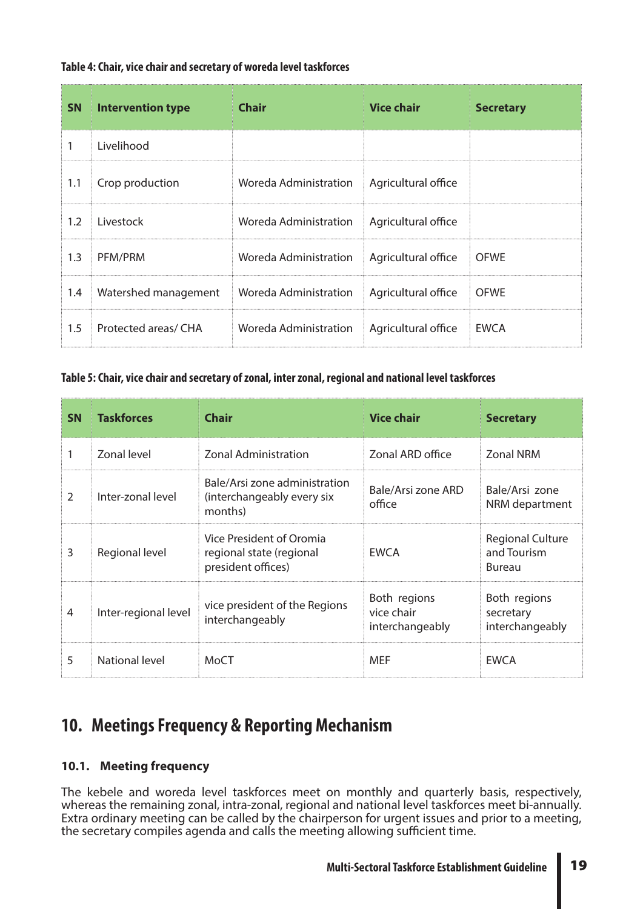**Table 4: Chair, vice chair and secretary of woreda level taskforces**

| SN | Intervention type | Chair | Vice chair | Secretary |
|---|---|---|---|---|
| 1 | Livelihood | | | |
| 1.1 | Crop production | Woreda Administration | Agricultural office | |
| 1.2 | Livestock | Woreda Administration | Agricultural office | |
| 1.3 | PFM/PRM | Woreda Administration | Agricultural office | OFWE |
| 1.4 | Watershed management | Woreda Administration | Agricultural office | OFWE |
| 1.5 | Protected areas/ CHA | Woreda Administration | Agricultural office | EWCA |

**Table 5: Chair, vice chair and secretary of zonal, inter zonal, regional and national level taskforces**

| SN | Taskforces | Chair | Vice chair | Secretary |
|---|---|---|---|---|
| 1 | Zonal level | Zonal Administration | Zonal ARD office | Zonal NRM |
| 2 | Inter-zonal level | Bale/Arsi zone administration (interchangeably every six months) | Bale/Arsi zone ARD office | Bale/Arsi zone NRM department |
| 3 | Regional level | Vice President of Oromia regional state (regional president offices) | EWCA | Regional Culture and Tourism Bureau |
| 4 | Inter-regional level | vice president of the Regions interchangeably | Both regions vice chair interchangeably | Both regions secretary interchangeably |
| 5 | National level | MoCT | MEF | EWCA |

# 10. Meetings Frequency & Reporting Mechanism

## 10.1. Meeting frequency

The kebele and woreda level taskforces meet on monthly and quarterly basis, respectively, whereas the remaining zonal, intra-zonal, regional and national level taskforces meet bi-annually. Extra ordinary meeting can be called by the chairperson for urgent issues and prior to a meeting, the secretary compiles agenda and calls the meeting allowing sufficient time.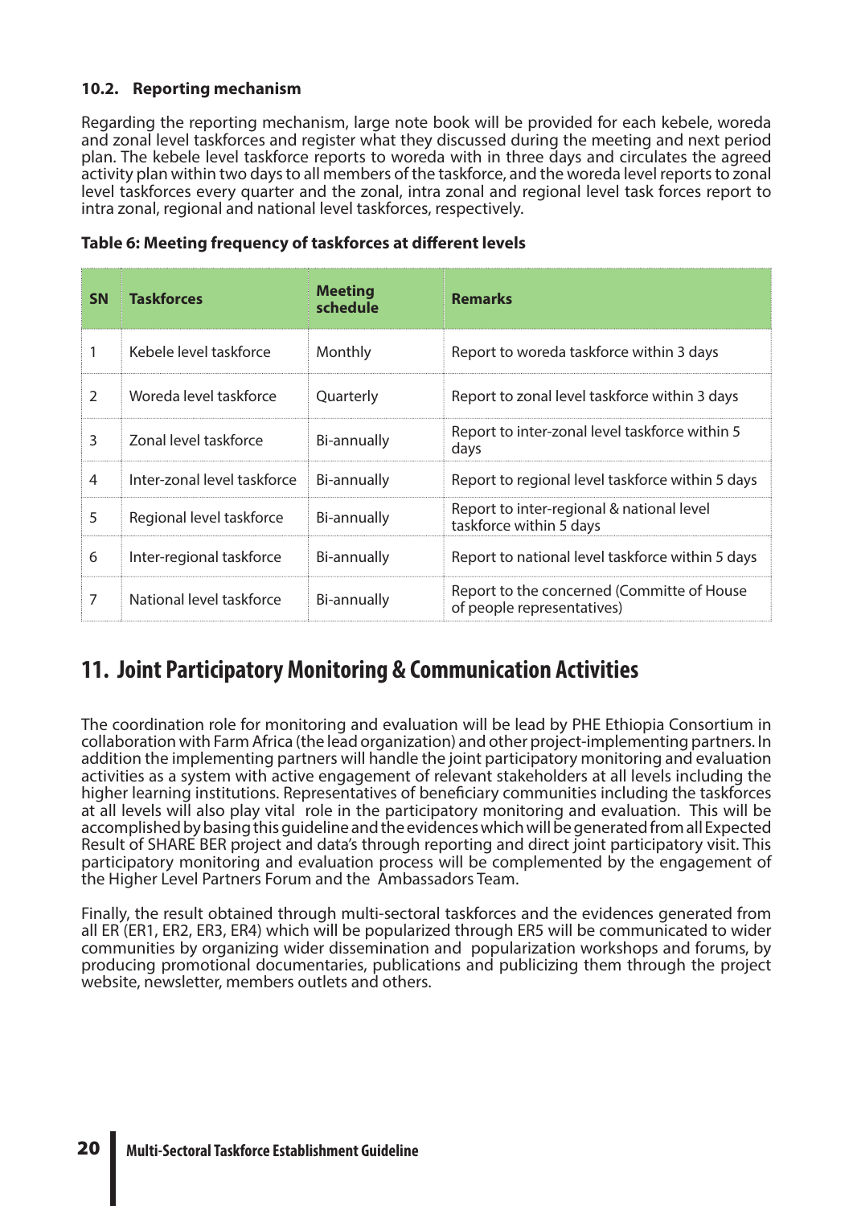### 10.2. Reporting mechanism

Regarding the reporting mechanism, large note book will be provided for each kebele, woreda and zonal level taskforces and register what they discussed during the meeting and next period plan. The kebele level taskforce reports to woreda with in three days and circulates the agreed activity plan within two days to all members of the taskforce, and the woreda level reports to zonal level taskforces every quarter and the zonal, intra zonal and regional level task forces report to intra zonal, regional and national level taskforces, respectively.

**Table 6: Meeting frequency of taskforces at different levels**

| SN | Taskforces | Meeting schedule | Remarks |
|---|---|---|---|
| 1 | Kebele level taskforce | Monthly | Report to woreda taskforce within 3 days |
| 2 | Woreda level taskforce | Quarterly | Report to zonal level taskforce within 3 days |
| 3 | Zonal level taskforce | Bi-annually | Report to inter-zonal level taskforce within 5 days |
| 4 | Inter-zonal level taskforce | Bi-annually | Report to regional level taskforce within 5 days |
| 5 | Regional level taskforce | Bi-annually | Report to inter-regional & national level taskforce within 5 days |
| 6 | Inter-regional taskforce | Bi-annually | Report to national level taskforce within 5 days |
| 7 | National level taskforce | Bi-annually | Report to the concerned (Committe of House of people representatives) |

# 11. Joint Participatory Monitoring & Communication Activities

The coordination role for monitoring and evaluation will be lead by PHE Ethiopia Consortium in collaboration with Farm Africa (the lead organization) and other project-implementing partners. In addition the implementing partners will handle the joint participatory monitoring and evaluation activities as a system with active engagement of relevant stakeholders at all levels including the higher learning institutions. Representatives of beneficiary communities including the taskforces at all levels will also play vital role in the participatory monitoring and evaluation. This will be accomplished by basing this guideline and the evidences which will be generated from all Expected Result of SHARE BER project and data's through reporting and direct joint participatory visit. This participatory monitoring and evaluation process will be complemented by the engagement of the Higher Level Partners Forum and the Ambassadors Team.

Finally, the result obtained through multi-sectoral taskforces and the evidences generated from all ER (ER1, ER2, ER3, ER4) which will be popularized through ER5 will be communicated to wider communities by organizing wider dissemination and popularization workshops and forums, by producing promotional documentaries, publications and publicizing them through the project website, newsletter, members outlets and others.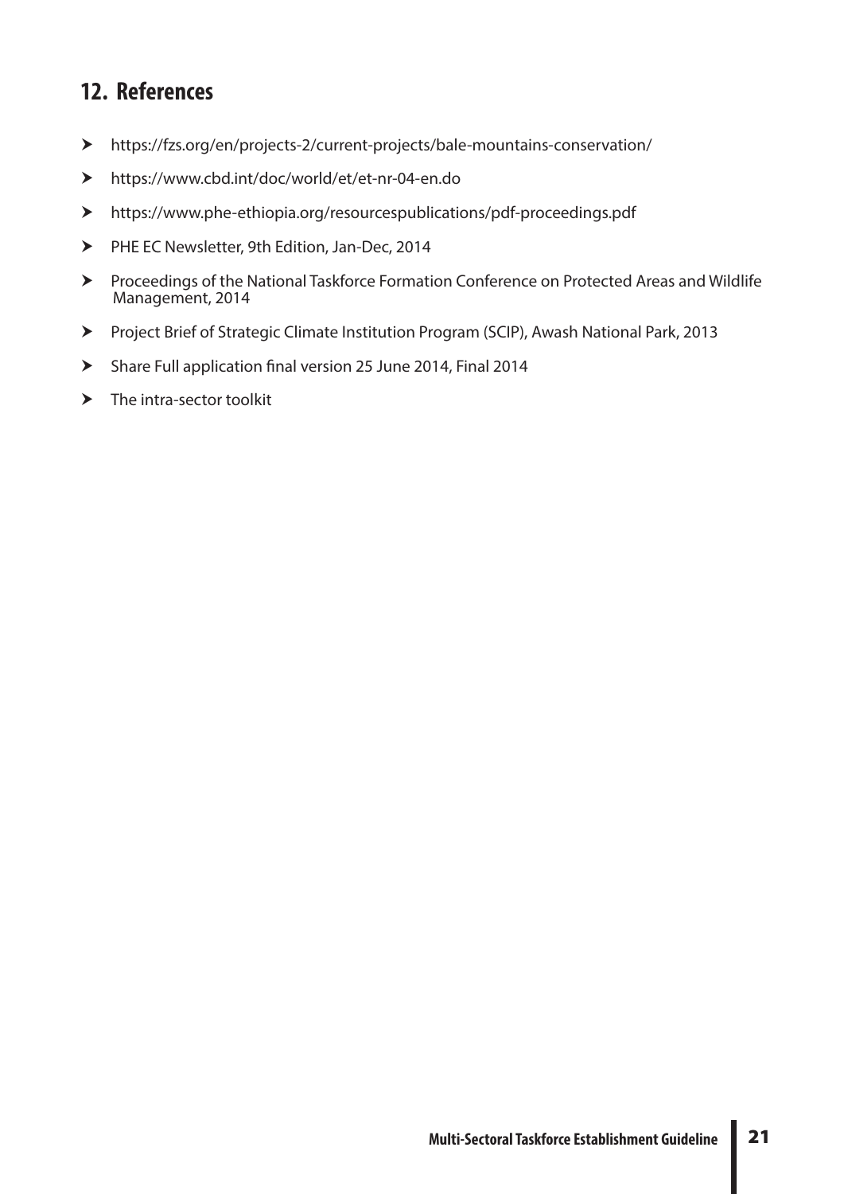## 12. References

- https://fzs.org/en/projects-2/current-projects/bale-mountains-conservation/
- https://www.cbd.int/doc/world/et/et-nr-04-en.do
- https://www.phe-ethiopia.org/resourcespublications/pdf-proceedings.pdf
- PHE EC Newsletter, 9th Edition, Jan-Dec, 2014
- Proceedings of the National Taskforce Formation Conference on Protected Areas and Wildlife Management, 2014
- Project Brief of Strategic Climate Institution Program (SCIP), Awash National Park, 2013
- Share Full application final version 25 June 2014, Final 2014
- The intra-sector toolkit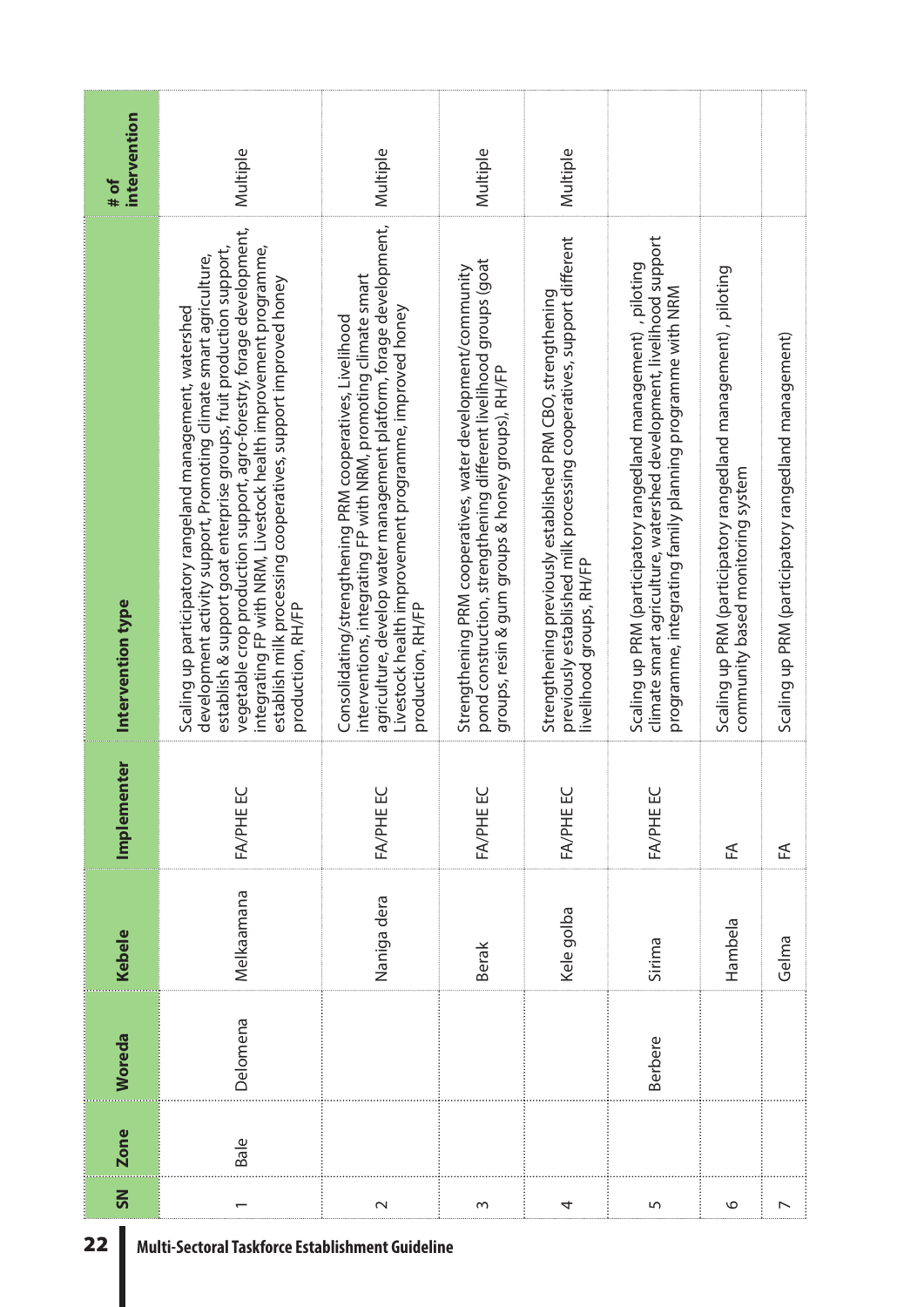| SN | Zone | Woreda | Kebele | Implementer | Intervention type | # of intervention |
|---|---|---|---|---|---|---|
| 1 | Bale | Delomena | Melkaamana | FA/PHE EC | Scaling up participatory rangeland management, watershed development activity support, Promoting climate smart agriculture, establish & support goat enterprise groups, fruit production support, vegetable crop production support, agro-forestry, forage development, integrating FP with NRM, Livestock health improvement programme, establish milk processing cooperatives, support improved honey production, RH/FP | Multiple |
| 2 | | | Naniga dera | FA/PHE EC | Consolidating/strengthening PRM cooperatives, Livelihood interventions, integrating FP with NRM, promoting climate smart agriculture, develop water management platform, forage development, Livestock health improvement programme, improved honey production, RH/FP | Multiple |
| 3 | | | Berak | FA/PHE EC | Strengthening PRM cooperatives, water development/community pond construction, strengthening different livelihood groups (goat groups, resin & gum groups & honey groups), RH/FP | Multiple |
| 4 | | | Kele golba | FA/PHE EC | Strengthening previously established PRM CBO, strengthening previously established milk processing cooperatives, support different livelihood groups, RH/FP | Multiple |
| 5 | | Berbere | Sirima | FA/PHE EC | Scaling up PRM (participatory rangeland management) , piloting climate smart agriculture, watershed development, livelihood support programme, integrating family planning programme with NRM | |
| 6 | | | Hambela | FA | Scaling up PRM (participatory rangeland management) , piloting community based monitoring system | |
| 7 | | | Gelma | FA | Scaling up PRM (participatory rangeland management) | |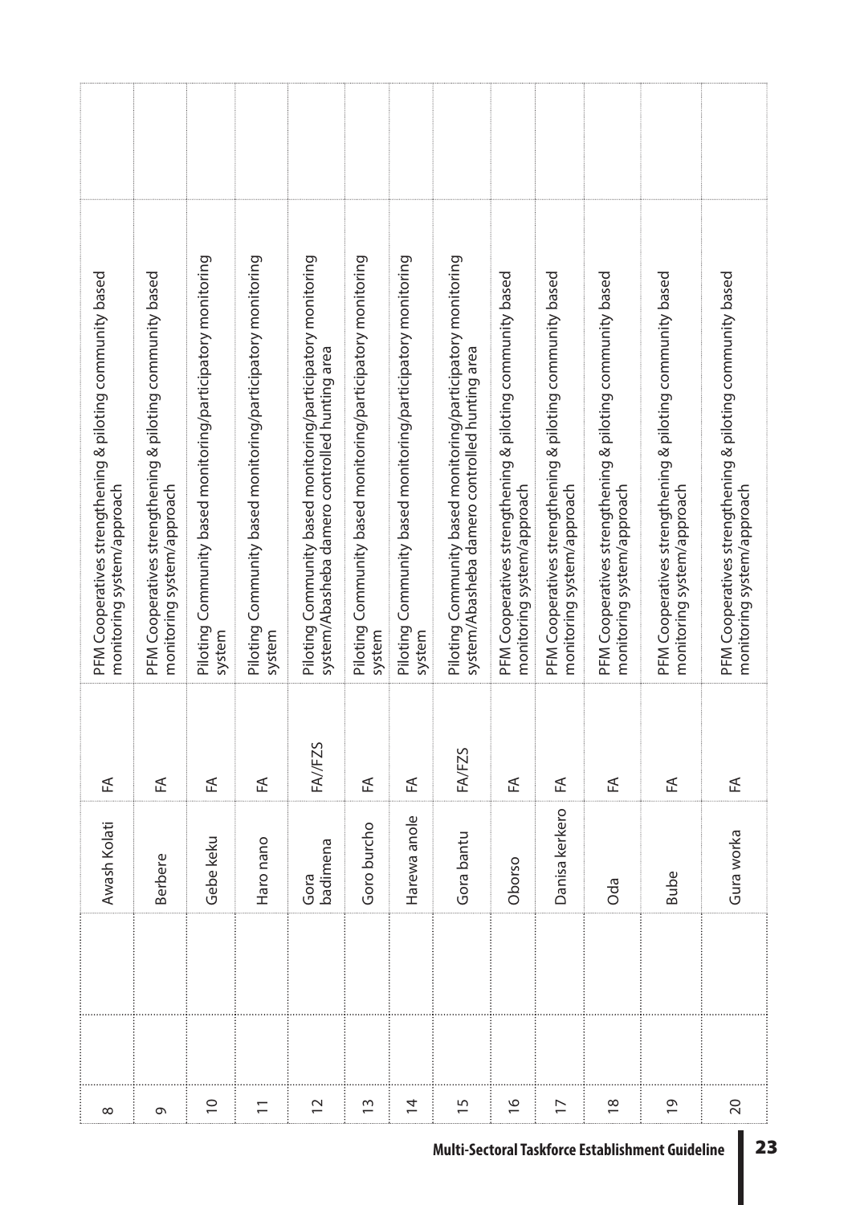| | | | | | | |
|---|---|---|---|---|---|---|
| 8 | | | Awash Kolati | FA | PFM Cooperatives strengthening & piloting community based monitoring system/approach | |
| 9 | | | Berbere | FA | PFM Cooperatives strengthening & piloting community based monitoring system/approach | |
| 10 | | | Gebe keku | FA | Piloting Community based monitoring/participatory monitoring system | |
| 11 | | | Haro nano | FA | Piloting Community based monitoring/participatory monitoring system | |
| 12 | | | Gora badimena | FA//FZS | Piloting Community based monitoring/participatory monitoring system/Abasheba damero controlled hunting area | |
| 13 | | | Goro burcho | FA | Piloting Community based monitoring/participatory monitoring system | |
| 14 | | | Harewa anole | FA | Piloting Community based monitoring/participatory monitoring system | |
| 15 | | | Gora bantu | FA/FZS | Piloting Community based monitoring/participatory monitoring system/Abasheba damero controlled hunting area | |
| 16 | | | Oborso | FA | PFM Cooperatives strengthening & piloting community based monitoring system/approach | |
| 17 | | | Danisa kerkero | FA | PFM Cooperatives strengthening & piloting community based monitoring system/approach | |
| 18 | | | Oda | FA | PFM Cooperatives strengthening & piloting community based monitoring system/approach | |
| 19 | | | Bube | FA | PFM Cooperatives strengthening & piloting community based monitoring system/approach | |
| 20 | | | Gura worka | FA | PFM Cooperatives strengthening & piloting community based monitoring system/approach | |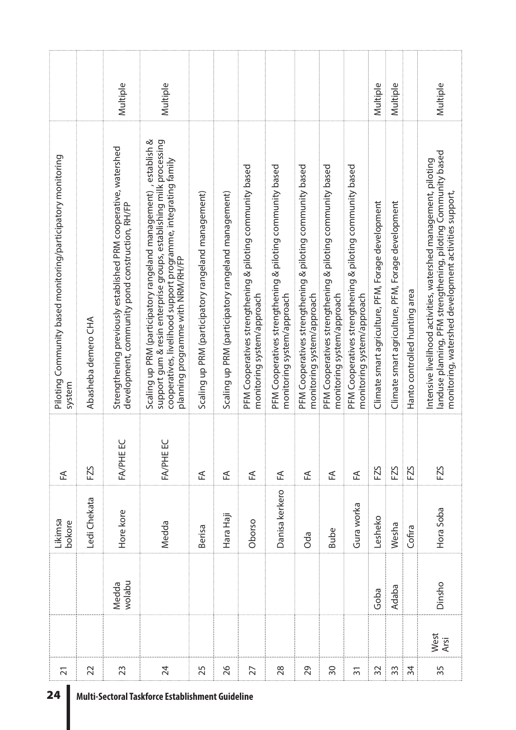| | | | | | | |
|---|---|---|---|---|---|---|
| 21 | | | Likimsa bokore | FA | Piloting Community based monitoring/participatory monitoring system | |
| 22 | | | Ledi Chekata | FZS | Abasheba demero CHA | |
| 23 | | Medda wolabu | Hore kore | FA/PHE EC | Strengthening previously established PRM cooperative, watershed development, community pond construction, RH/FP | Multiple |
| 24 | | | Medda | FA/PHE EC | Scaling up PRM (participatory rangeland management) , establish & support gum & resin enterprise groups, establishing milk processing cooperatives, livelihood support programme, integrating family planning programme with NRM/RH/FP | Multiple |
| 25 | | | Berisa | FA | Scaling up PRM (participatory rangeland management) | |
| 26 | | | Hara Haji | FA | Scaling up PRM (participatory rangeland management) | |
| 27 | | | Oborso | FA | PFM Cooperatives strengthening & piloting community based monitoring system/approach | |
| 28 | | | Danisa kerkero | FA | PFM Cooperatives strengthening & piloting community based monitoring system/approach | |
| 29 | | | Oda | FA | PFM Cooperatives strengthening & piloting community based monitoring system/approach | |
| 30 | | | Bube | FA | PFM Cooperatives strengthening & piloting community based monitoring system/approach | |
| 31 | | | Gura worka | FA | PFM Cooperatives strengthening & piloting community based monitoring system/approach | |
| 32 | | Goba | Lesheko | FZS | Climate smart agriculture, PFM, Forage development | Multiple |
| 33 | | Adaba | Wesha | FZS | Climate smart agriculture, PFM, Forage development | Multiple |
| 34 | | | Cofira | FZS | Hanto controlled hunting area | |
| 35 | West Arsi | Dinsho | Hora Soba | FZS | Intensive livelihood activities, watershed management, piloting landuse planning, PFM strengthening, piloting Community based monitoring, watershed development activities support, | Multiple |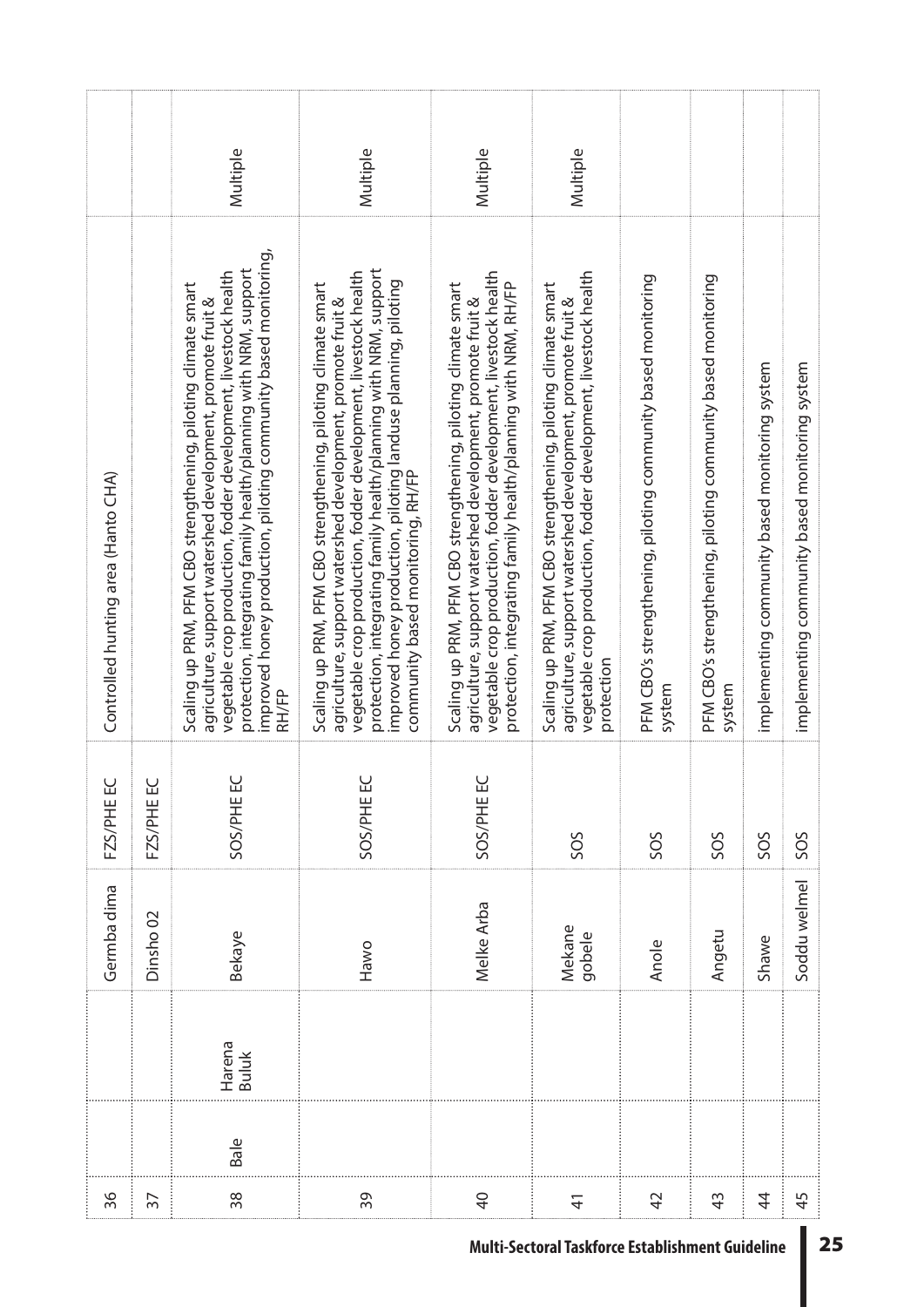| | | | | | | |
|---|---|---|---|---|---|---|
| 36 | | | Germba dima | FZS/PHE EC | Controlled hunting area (Hanto CHA) | |
| 37 | | | Dinsho 02 | FZS/PHE EC | | |
| 38 | Bale | Harena Buluk | Bekaye | SOS/PHE EC | Scaling up PRM, PFM CBO strengthening, piloting climate smart agriculture, support watershed development, promote fruit & vegetable crop production, fodder development, livestock health protection, integrating family health/planning with NRM, support improved honey production, piloting community based monitoring, RH/FP | Multiple |
| 39 | | | Hawo | SOS/PHE EC | Scaling up PRM, PFM CBO strengthening, piloting climate smart agriculture, support watershed development, promote fruit & vegetable crop production, fodder development, livestock health protection, integrating family health/planning with NRM, support improved honey production, piloting landuse planning, piloting community based monitoring, RH/FP | Multiple |
| 40 | | | Melke Arba | SOS/PHE EC | Scaling up PRM, PFM CBO strengthening, piloting climate smart agriculture, support watershed development, promote fruit & vegetable crop production, fodder development, livestock health protection, integrating family health/planning with NRM, RH/FP | Multiple |
| 41 | | | Mekane gobele | SOS | Scaling up PRM, PFM CBO strengthening, piloting climate smart agriculture, support watershed development, promote fruit & vegetable crop production, fodder development, livestock health protection | Multiple |
| 42 | | | Anole | SOS | PFM CBO's strengthening, piloting community based monitoring system | |
| 43 | | | Angetu | SOS | PFM CBO's strengthening, piloting community based monitoring system | |
| 44 | | | Shawe | SOS | implementing community based monitoring system | |
| 45 | | | Soddu welmel | SOS | implementing community based monitoring system | |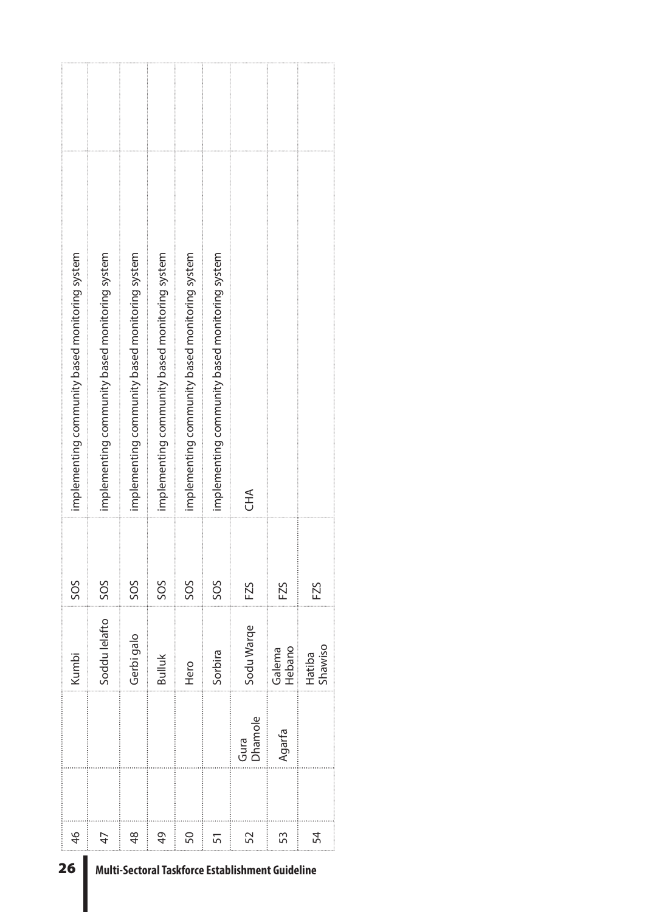| | | | | | | |
|---|---|---|---|---|---|---|
| 46 | | | Kumbi | SOS | implementing community based monitoring system | |
| 47 | | | Soddu lelafto | SOS | implementing community based monitoring system | |
| 48 | | | Gerbi galo | SOS | implementing community based monitoring system | |
| 49 | | | Bulluk | SOS | implementing community based monitoring system | |
| 50 | | | Hero | SOS | implementing community based monitoring system | |
| 51 | | | Sorbira | SOS | implementing community based monitoring system | |
| 52 | | Gura Dhamole | Sodu Warqe | FZS | CHA | |
| 53 | | Agarfa | Galema Hebano | FZS | | |
| 54 | | | Hatiba Shawiso | FZS | | |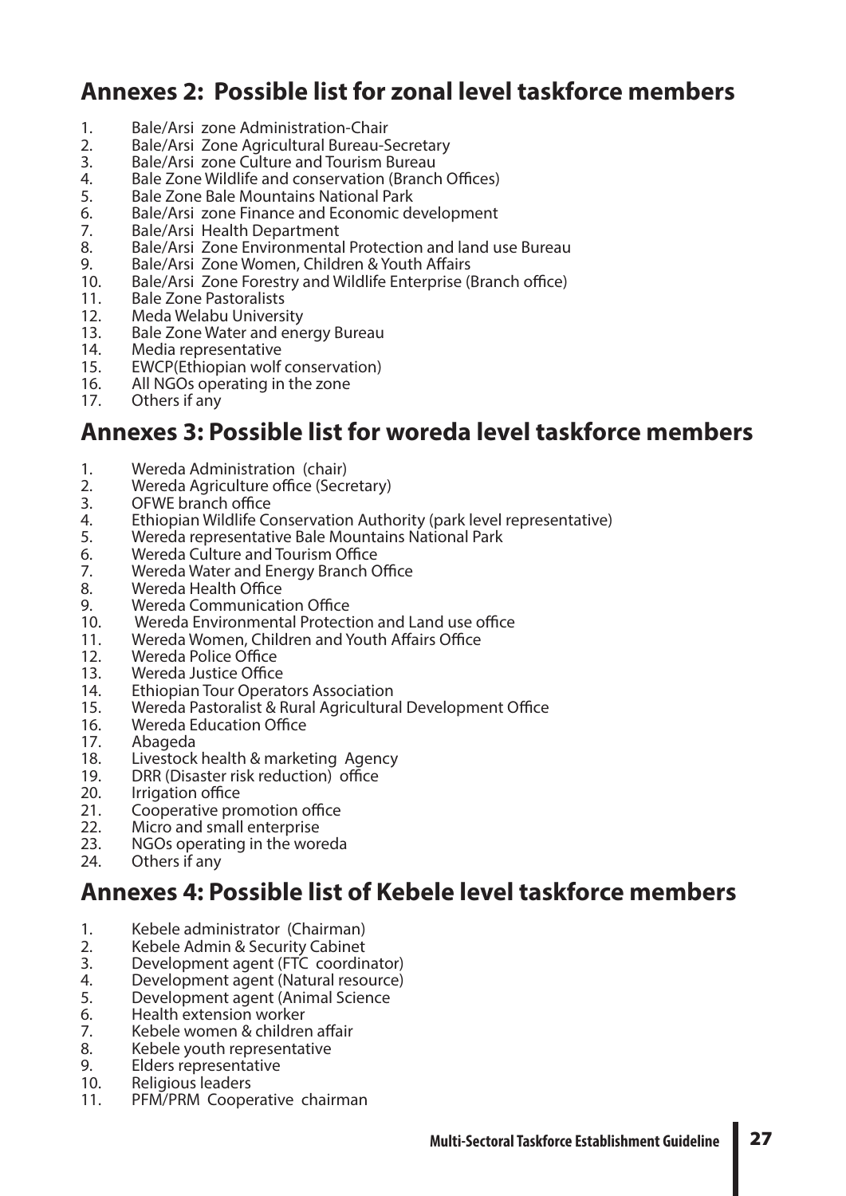## Annexes 2: Possible list for zonal level taskforce members

1. Bale/Arsi zone Administration-Chair
2. Bale/Arsi Zone Agricultural Bureau-Secretary
3. Bale/Arsi zone Culture and Tourism Bureau
4. Bale Zone Wildlife and conservation (Branch Offices)
5. Bale Zone Bale Mountains National Park
6. Bale/Arsi zone Finance and Economic development
7. Bale/Arsi Health Department
8. Bale/Arsi Zone Environmental Protection and land use Bureau
9. Bale/Arsi Zone Women, Children & Youth Affairs
10. Bale/Arsi Zone Forestry and Wildlife Enterprise (Branch office)
11. Bale Zone Pastoralists
12. Meda Welabu University
13. Bale Zone Water and energy Bureau
14. Media representative
15. EWCP(Ethiopian wolf conservation)
16. All NGOs operating in the zone
17. Others if any

## Annexes 3: Possible list for woreda level taskforce members

1. Wereda Administration (chair)
2. Wereda Agriculture office (Secretary)
3. OFWE branch office
4. Ethiopian Wildlife Conservation Authority (park level representative)
5. Wereda representative Bale Mountains National Park
6. Wereda Culture and Tourism Office
7. Wereda Water and Energy Branch Office
8. Wereda Health Office
9. Wereda Communication Office
10. Wereda Environmental Protection and Land use office
11. Wereda Women, Children and Youth Affairs Office
12. Wereda Police Office
13. Wereda Justice Office
14. Ethiopian Tour Operators Association
15. Wereda Pastoralist & Rural Agricultural Development Office
16. Wereda Education Office
17. Abageda
18. Livestock health & marketing Agency
19. DRR (Disaster risk reduction) office
20. Irrigation office
21. Cooperative promotion office
22. Micro and small enterprise
23. NGOs operating in the woreda
24. Others if any

## Annexes 4: Possible list of Kebele level taskforce members

1. Kebele administrator (Chairman)
2. Kebele Admin & Security Cabinet
3. Development agent (FTC coordinator)
4. Development agent (Natural resource)
5. Development agent (Animal Science
6. Health extension worker
7. Kebele women & children affair
8. Kebele youth representative
9. Elders representative
10. Religious leaders
11. PFM/PRM Cooperative chairman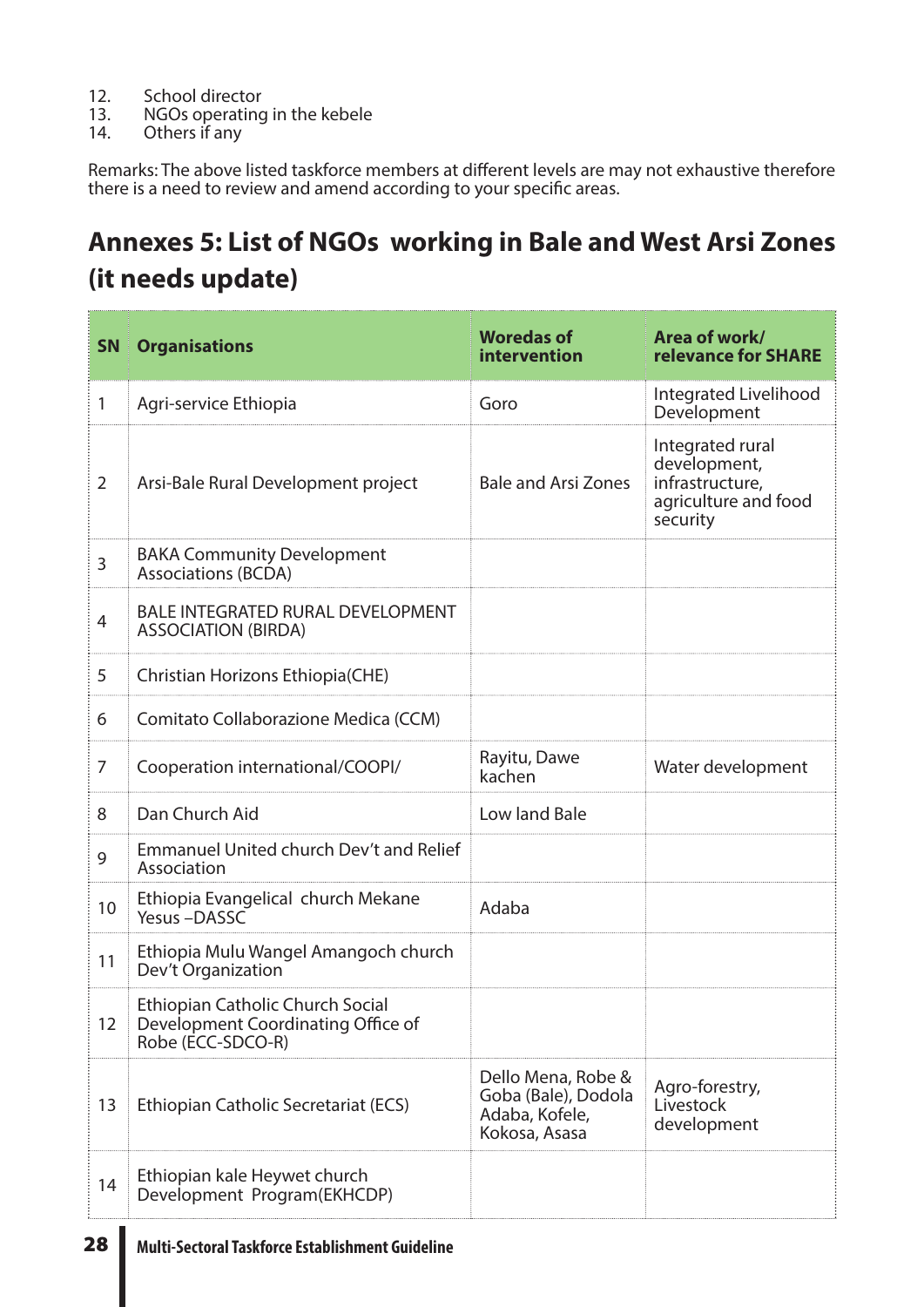12. School director
13. NGOs operating in the kebele
14. Others if any

Remarks: The above listed taskforce members at different levels are may not exhaustive therefore there is a need to review and amend according to your specific areas.

## Annexes 5: List of NGOs working in Bale and West Arsi Zones (it needs update)

| SN | Organisations | Woredas of intervention | Area of work/ relevance for SHARE |
|---|---|---|---|
| 1 | Agri-service Ethiopia | Goro | Integrated Livelihood Development |
| 2 | Arsi-Bale Rural Development project | Bale and Arsi Zones | Integrated rural development, infrastructure, agriculture and food security |
| 3 | BAKA Community Development Associations (BCDA) | | |
| 4 | BALE INTEGRATED RURAL DEVELOPMENT ASSOCIATION (BIRDA) | | |
| 5 | Christian Horizons Ethiopia(CHE) | | |
| 6 | Comitato Collaborazione Medica (CCM) | | |
| 7 | Cooperation international/COOPI/ | Rayitu, Dawe kachen | Water development |
| 8 | Dan Church Aid | Low land Bale | |
| 9 | Emmanuel United church Dev't and Relief Association | | |
| 10 | Ethiopia Evangelical church Mekane Yesus –DASSC | Adaba | |
| 11 | Ethiopia Mulu Wangel Amangoch church Dev't Organization | | |
| 12 | Ethiopian Catholic Church Social Development Coordinating Office of Robe (ECC-SDCO-R) | | |
| 13 | Ethiopian Catholic Secretariat (ECS) | Dello Mena, Robe & Goba (Bale), Dodola Adaba, Kofele, Kokosa, Asasa | Agro-forestry, Livestock development |
| 14 | Ethiopian kale Heywet church Development Program(EKHCDP) | | |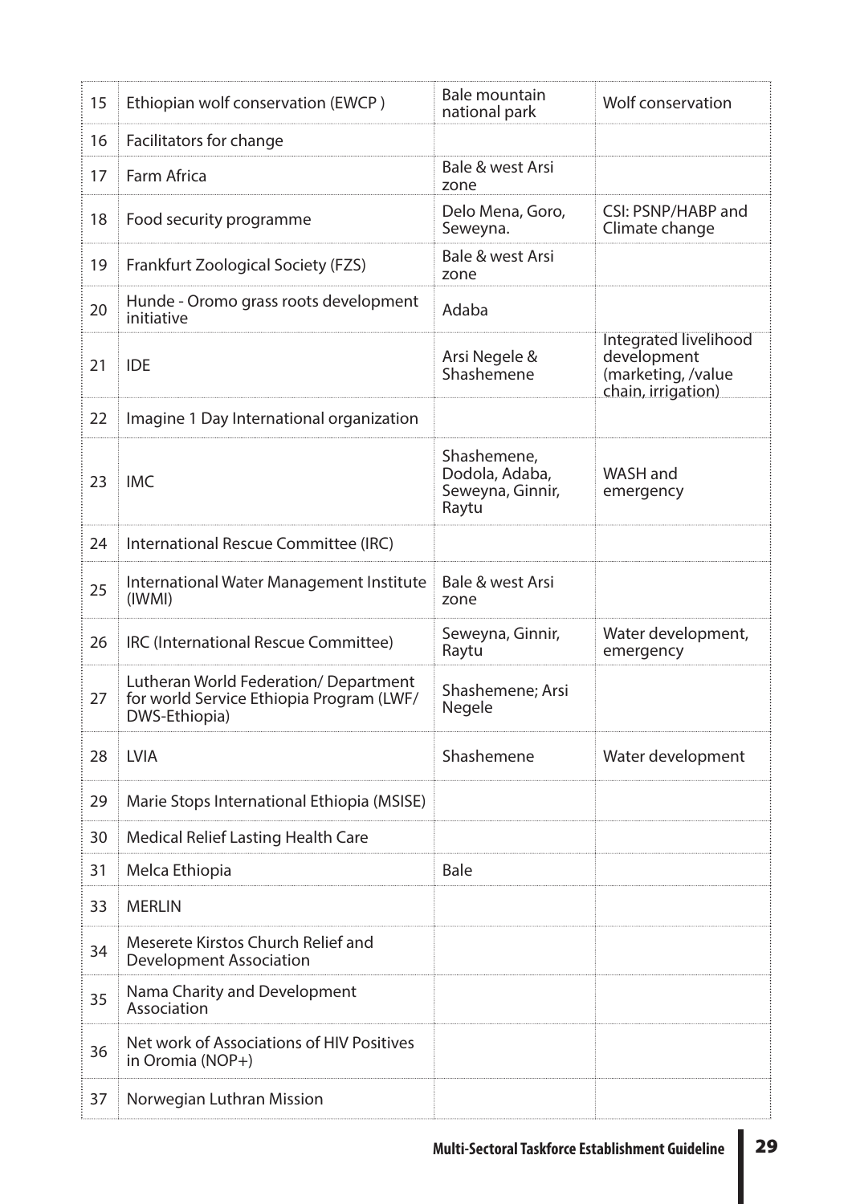| | | | |
|---|---|---|---|
| 15 | Ethiopian wolf conservation (EWCP ) | Bale mountain national park | Wolf conservation |
| 16 | Facilitators for change | | |
| 17 | Farm Africa | Bale & west Arsi zone | |
| 18 | Food security programme | Delo Mena, Goro, Seweyna. | CSI: PSNP/HABP and Climate change |
| 19 | Frankfurt Zoological Society (FZS) | Bale & west Arsi zone | |
| 20 | Hunde - Oromo grass roots development initiative | Adaba | |
| 21 | IDE | Arsi Negele & Shashemene | Integrated livelihood development (marketing, /value chain, irrigation) |
| 22 | Imagine 1 Day International organization | | |
| 23 | IMC | Shashemene, Dodola, Adaba, Seweyna, Ginnir, Raytu | WASH and emergency |
| 24 | International Rescue Committee (IRC) | | |
| 25 | International Water Management Institute (IWMI) | Bale & west Arsi zone | |
| 26 | IRC (International Rescue Committee) | Seweyna, Ginnir, Raytu | Water development, emergency |
| 27 | Lutheran World Federation/ Department for world Service Ethiopia Program (LWF/ DWS-Ethiopia) | Shashemene; Arsi Negele | |
| 28 | LVIA | Shashemene | Water development |
| 29 | Marie Stops International Ethiopia (MSISE) | | |
| 30 | Medical Relief Lasting Health Care | | |
| 31 | Melca Ethiopia | Bale | |
| 33 | MERLIN | | |
| 34 | Meserete Kirstos Church Relief and Development Association | | |
| 35 | Nama Charity and Development Association | | |
| 36 | Net work of Associations of HIV Positives in Oromia (NOP+) | | |
| 37 | Norwegian Luthran Mission | | |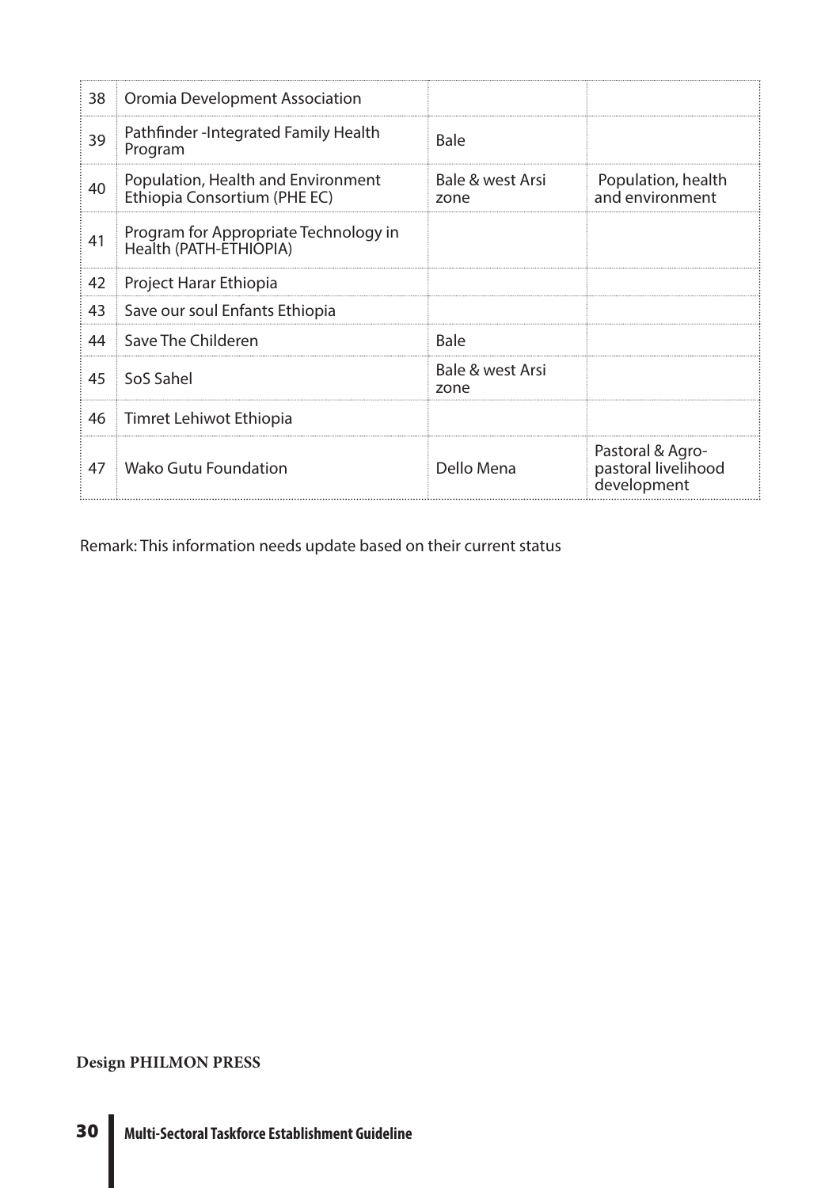| 38 | Oromia Development Association | | |
|---|---|---|---|
| 39 | Pathfinder -Integrated Family Health Program | Bale | |
| 40 | Population, Health and Environment Ethiopia Consortium (PHE EC) | Bale & west Arsi zone | Population, health and environment |
| 41 | Program for Appropriate Technology in Health (PATH-ETHIOPIA) | | |
| 42 | Project Harar Ethiopia | | |
| 43 | Save our soul Enfants Ethiopia | | |
| 44 | Save The Childeren | Bale | |
| 45 | SoS Sahel | Bale & west Arsi zone | |
| 46 | Timret Lehiwot Ethiopia | | |
| 47 | Wako Gutu Foundation | Dello Mena | Pastoral & Agro-pastoral livelihood development |

Remark: This information needs update based on their current status

**Design PHILMON PRESS**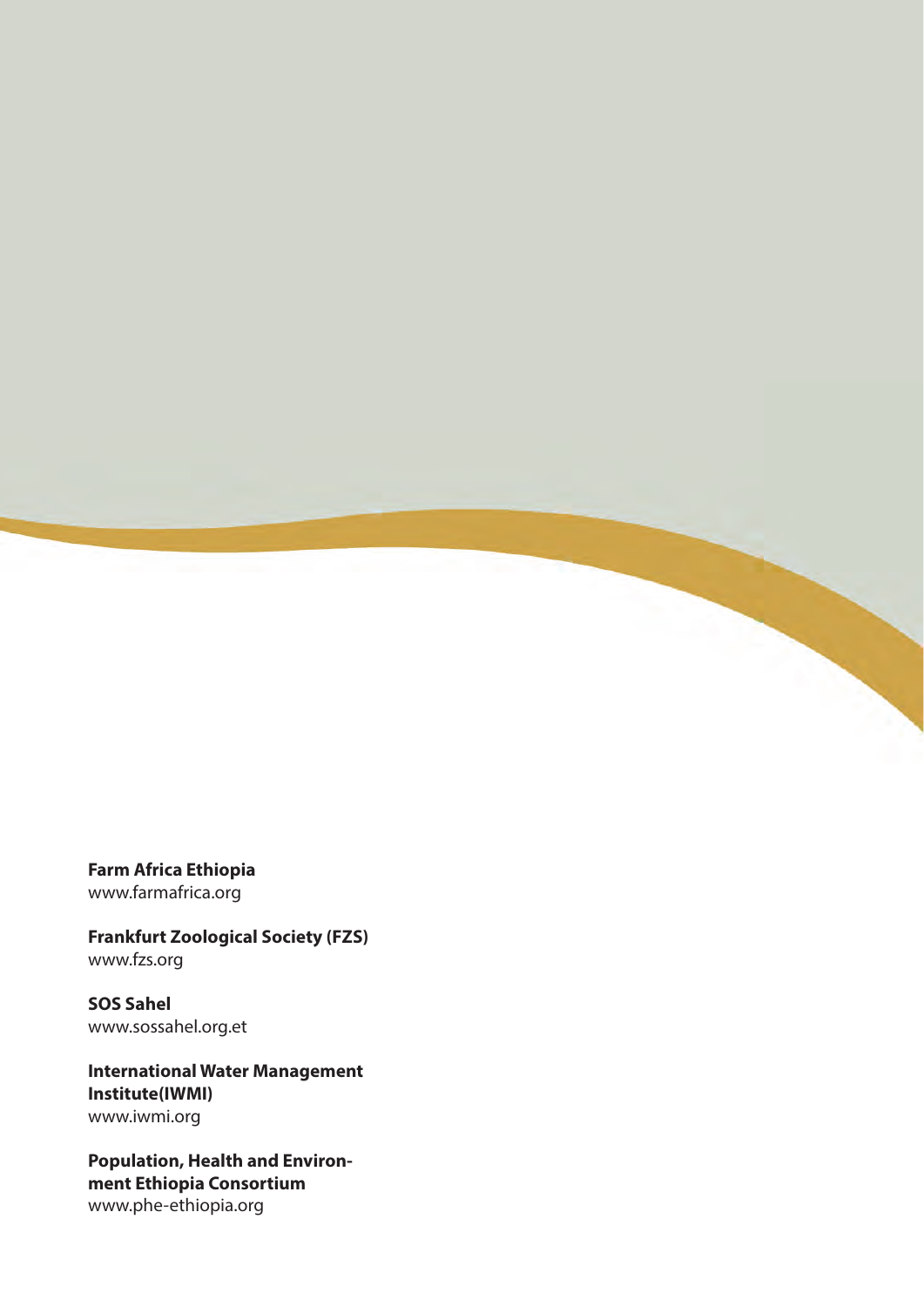**Farm Africa Ethiopia**
www.farmafrica.org

**Frankfurt Zoological Society (FZS)**
www.fzs.org

**SOS Sahel**
www.sossahel.org.et

**International Water Management Institute(IWMI)**
www.iwmi.org

**Population, Health and Environment Ethiopia Consortium**
www.phe-ethiopia.org